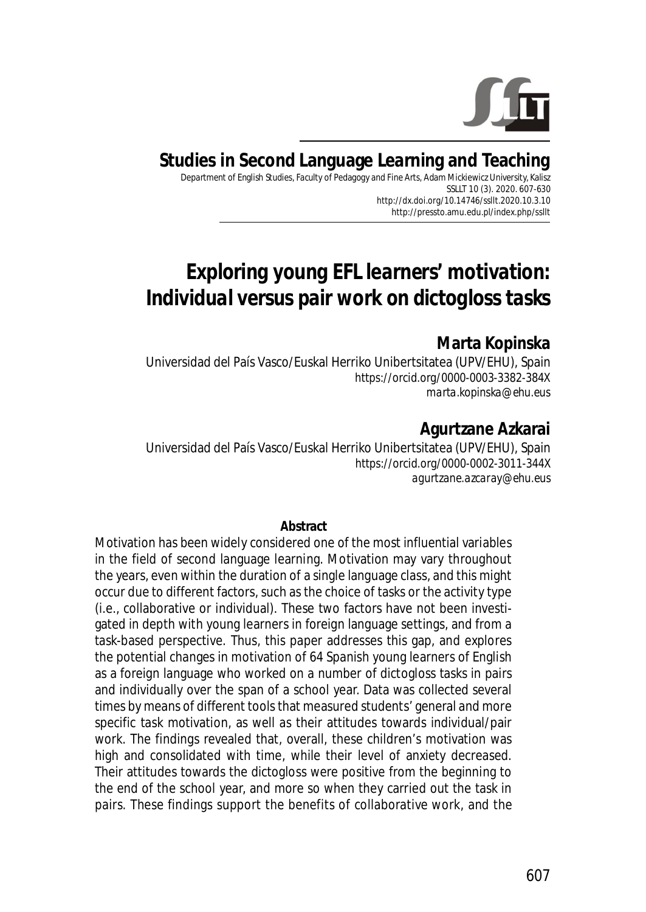**Studies in Second Language Learning and Teaching**

Department of English Studies, Faculty of Pedagogy and Fine Arts, Adam Mickiewicz University, Kalisz
SSLLT 10 (3). 2020. 607-630
http://dx.doi.org/10.14746/ssllt.2020.10.3.10
http://pressto.amu.edu.pl/index.php/ssllt

# Exploring young EFL learners' motivation: Individual versus pair work on dictogloss tasks

**Marta Kopinska**
Universidad del País Vasco/Euskal Herriko Unibertsitatea (UPV/EHU), Spain
https://orcid.org/0000-0003-3382-384X
marta.kopinska@ehu.eus

**Agurtzane Azkarai**
Universidad del País Vasco/Euskal Herriko Unibertsitatea (UPV/EHU), Spain
https://orcid.org/0000-0002-3011-344X
agurtzane.azcaray@ehu.eus

**Abstract**

Motivation has been widely considered one of the most influential variables in the field of second language learning. Motivation may vary throughout the years, even within the duration of a single language class, and this might occur due to different factors, such as the choice of tasks or the activity type (i.e., collaborative or individual). These two factors have not been investigated in depth with young learners in foreign language settings, and from a task-based perspective. Thus, this paper addresses this gap, and explores the potential changes in motivation of 64 Spanish young learners of English as a foreign language who worked on a number of dictogloss tasks in pairs and individually over the span of a school year. Data was collected several times by means of different tools that measured students' general and more specific task motivation, as well as their attitudes towards individual/pair work. The findings revealed that, overall, these children's motivation was high and consolidated with time, while their level of anxiety decreased. Their attitudes towards the dictogloss were positive from the beginning to the end of the school year, and more so when they carried out the task in pairs. These findings support the benefits of collaborative work, and the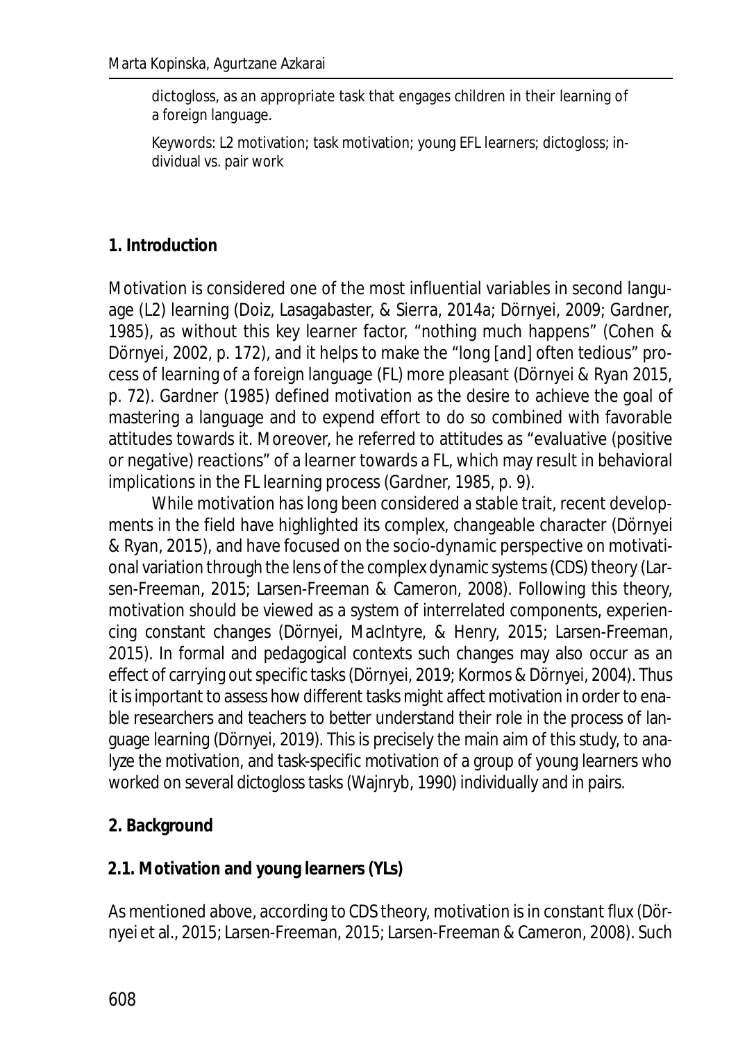dictogloss, as an appropriate task that engages children in their learning of a foreign language.

Keywords: L2 motivation; task motivation; young EFL learners; dictogloss; individual vs. pair work

## 1. Introduction

Motivation is considered one of the most influential variables in second language (L2) learning (Doiz, Lasagabaster, & Sierra, 2014a; Dörnyei, 2009; Gardner, 1985), as without this key learner factor, "nothing much happens" (Cohen & Dörnyei, 2002, p. 172), and it helps to make the "long [and] often tedious" process of learning of a foreign language (FL) more pleasant (Dörnyei & Ryan 2015, p. 72). Gardner (1985) defined motivation as the desire to achieve the goal of mastering a language and to expend effort to do so combined with favorable attitudes towards it. Moreover, he referred to attitudes as "evaluative (positive or negative) reactions" of a learner towards a FL, which may result in behavioral implications in the FL learning process (Gardner, 1985, p. 9).

While motivation has long been considered a stable trait, recent developments in the field have highlighted its complex, changeable character (Dörnyei & Ryan, 2015), and have focused on the socio-dynamic perspective on motivational variation through the lens of the complex dynamic systems (CDS) theory (Larsen-Freeman, 2015; Larsen-Freeman & Cameron, 2008). Following this theory, motivation should be viewed as a system of interrelated components, experiencing constant changes (Dörnyei, MacIntyre, & Henry, 2015; Larsen-Freeman, 2015). In formal and pedagogical contexts such changes may also occur as an effect of carrying out specific tasks (Dörnyei, 2019; Kormos & Dörnyei, 2004). Thus it is important to assess how different tasks might affect motivation in order to enable researchers and teachers to better understand their role in the process of language learning (Dörnyei, 2019). This is precisely the main aim of this study, to analyze the motivation, and task-specific motivation of a group of young learners who worked on several dictogloss tasks (Wajnryb, 1990) individually and in pairs.

## 2. Background

### 2.1. Motivation and young learners (YLs)

As mentioned above, according to CDS theory, motivation is in constant flux (Dörnyei et al., 2015; Larsen-Freeman, 2015; Larsen-Freeman & Cameron, 2008). Such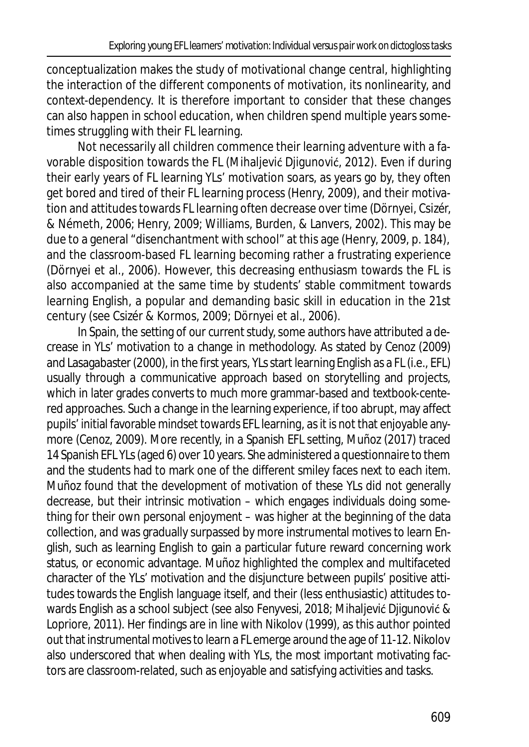conceptualization makes the study of motivational change central, highlighting the interaction of the different components of motivation, its nonlinearity, and context-dependency. It is therefore important to consider that these changes can also happen in school education, when children spend multiple years sometimes struggling with their FL learning.

Not necessarily all children commence their learning adventure with a favorable disposition towards the FL (Mihaljević Djigunović, 2012). Even if during their early years of FL learning YLs' motivation soars, as years go by, they often get bored and tired of their FL learning process (Henry, 2009), and their motivation and attitudes towards FL learning often decrease over time (Dörnyei, Csizér, & Németh, 2006; Henry, 2009; Williams, Burden, & Lanvers, 2002). This may be due to a general "disenchantment with school" at this age (Henry, 2009, p. 184), and the classroom-based FL learning becoming rather a frustrating experience (Dörnyei et al., 2006). However, this decreasing enthusiasm towards the FL is also accompanied at the same time by students' stable commitment towards learning English, a popular and demanding basic skill in education in the 21st century (see Csizér & Kormos, 2009; Dörnyei et al., 2006).

In Spain, the setting of our current study, some authors have attributed a decrease in YLs' motivation to a change in methodology. As stated by Cenoz (2009) and Lasagabaster (2000), in the first years, YLs start learning English as a FL (i.e., EFL) usually through a communicative approach based on storytelling and projects, which in later grades converts to much more grammar-based and textbook-centered approaches. Such a change in the learning experience, if too abrupt, may affect pupils' initial favorable mindset towards EFL learning, as it is not that enjoyable anymore (Cenoz, 2009). More recently, in a Spanish EFL setting, Muñoz (2017) traced 14 Spanish EFL YLs (aged 6) over 10 years. She administered a questionnaire to them and the students had to mark one of the different smiley faces next to each item. Muñoz found that the development of motivation of these YLs did not generally decrease, but their intrinsic motivation – which engages individuals doing something for their own personal enjoyment – was higher at the beginning of the data collection, and was gradually surpassed by more instrumental motives to learn English, such as learning English to gain a particular future reward concerning work status, or economic advantage. Muñoz highlighted the complex and multifaceted character of the YLs' motivation and the disjuncture between pupils' positive attitudes towards the English language itself, and their (less enthusiastic) attitudes towards English as a school subject (see also Fenyvesi, 2018; Mihaljević Djigunović & Lopriore, 2011). Her findings are in line with Nikolov (1999), as this author pointed out that instrumental motives to learn a FL emerge around the age of 11-12. Nikolov also underscored that when dealing with YLs, the most important motivating factors are classroom-related, such as enjoyable and satisfying activities and tasks.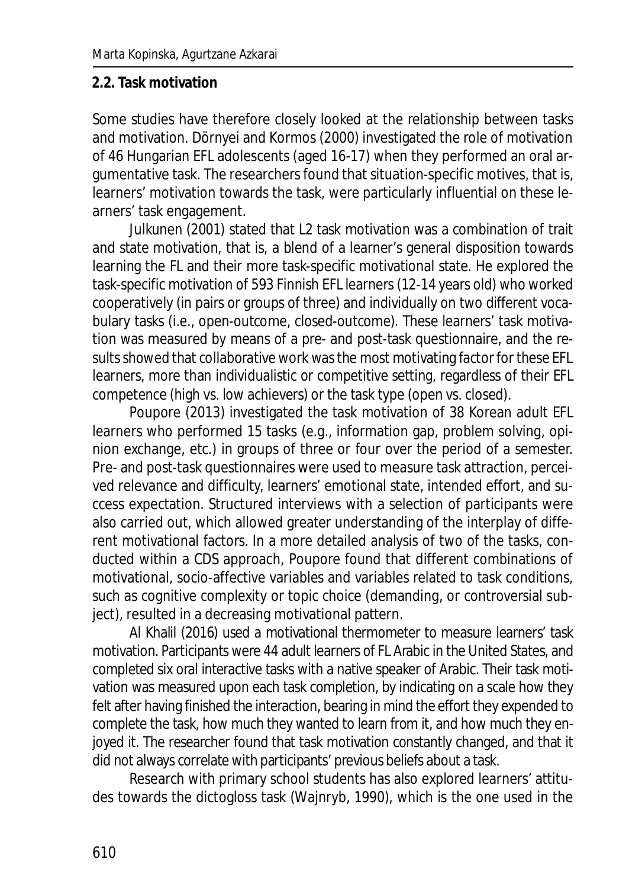## 2.2. Task motivation

Some studies have therefore closely looked at the relationship between tasks and motivation. Dörnyei and Kormos (2000) investigated the role of motivation of 46 Hungarian EFL adolescents (aged 16-17) when they performed an oral argumentative task. The researchers found that situation-specific motives, that is, learners' motivation towards the task, were particularly influential on these learners' task engagement.

Julkunen (2001) stated that L2 task motivation was a combination of trait and state motivation, that is, a blend of a learner's general disposition towards learning the FL and their more task-specific motivational state. He explored the task-specific motivation of 593 Finnish EFL learners (12-14 years old) who worked cooperatively (in pairs or groups of three) and individually on two different vocabulary tasks (i.e., open-outcome, closed-outcome). These learners' task motivation was measured by means of a pre- and post-task questionnaire, and the results showed that collaborative work was the most motivating factor for these EFL learners, more than individualistic or competitive setting, regardless of their EFL competence (high vs. low achievers) or the task type (open vs. closed).

Poupore (2013) investigated the task motivation of 38 Korean adult EFL learners who performed 15 tasks (e.g., information gap, problem solving, opinion exchange, etc.) in groups of three or four over the period of a semester. Pre- and post-task questionnaires were used to measure task attraction, perceived relevance and difficulty, learners' emotional state, intended effort, and success expectation. Structured interviews with a selection of participants were also carried out, which allowed greater understanding of the interplay of different motivational factors. In a more detailed analysis of two of the tasks, conducted within a CDS approach, Poupore found that different combinations of motivational, socio-affective variables and variables related to task conditions, such as cognitive complexity or topic choice (demanding, or controversial subject), resulted in a decreasing motivational pattern.

Al Khalil (2016) used a motivational thermometer to measure learners' task motivation. Participants were 44 adult learners of FL Arabic in the United States, and completed six oral interactive tasks with a native speaker of Arabic. Their task motivation was measured upon each task completion, by indicating on a scale how they felt after having finished the interaction, bearing in mind the effort they expended to complete the task, how much they wanted to learn from it, and how much they enjoyed it. The researcher found that task motivation constantly changed, and that it did not always correlate with participants' previous beliefs about a task.

Research with primary school students has also explored learners' attitudes towards the dictogloss task (Wajnryb, 1990), which is the one used in the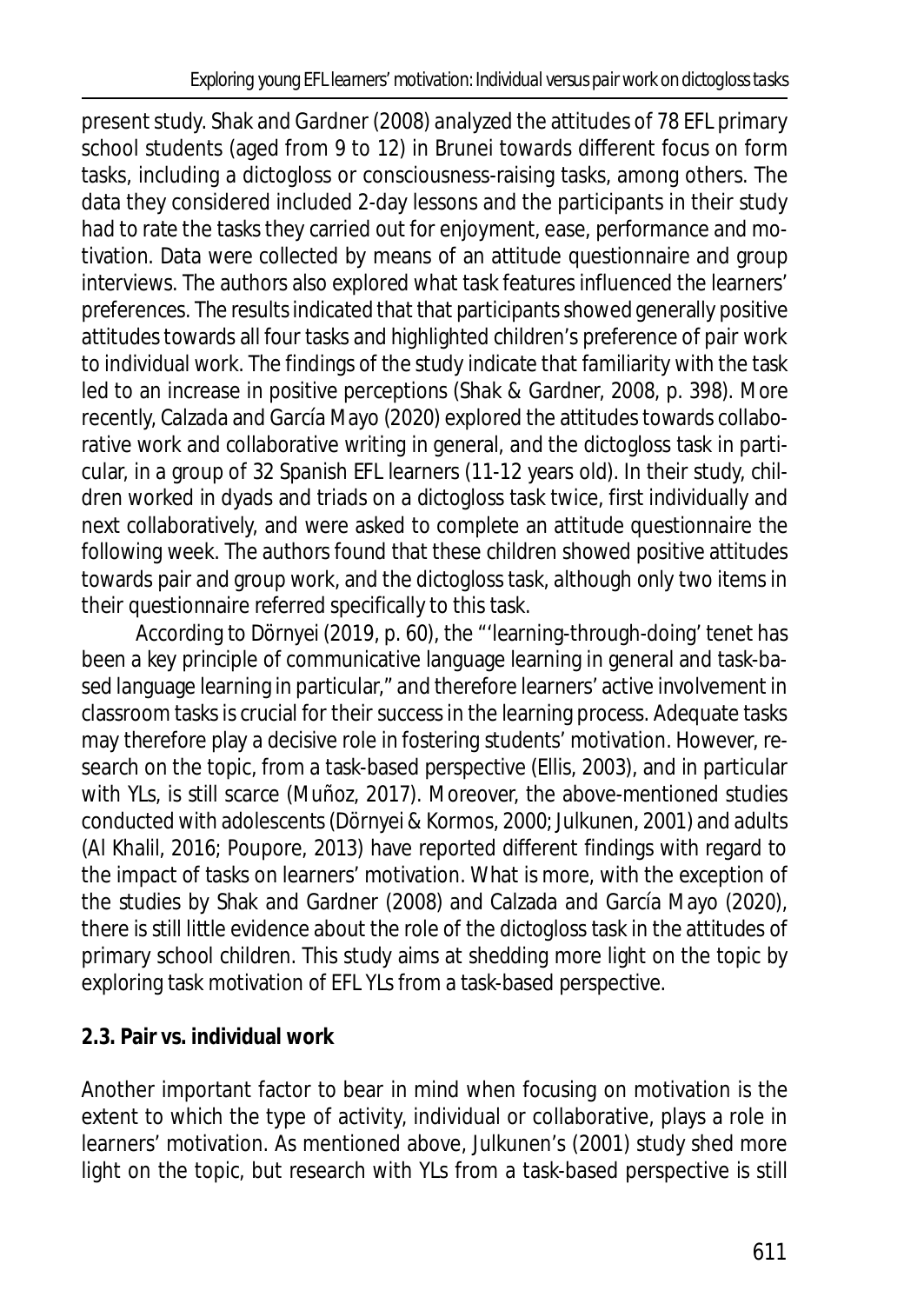present study. Shak and Gardner (2008) analyzed the attitudes of 78 EFL primary school students (aged from 9 to 12) in Brunei towards different focus on form tasks, including a dictogloss or consciousness-raising tasks, among others. The data they considered included 2-day lessons and the participants in their study had to rate the tasks they carried out for enjoyment, ease, performance and motivation. Data were collected by means of an attitude questionnaire and group interviews. The authors also explored what task features influenced the learners' preferences. The results indicated that that participants showed generally positive attitudes towards all four tasks and highlighted children's preference of pair work to individual work. The findings of the study indicate that familiarity with the task led to an increase in positive perceptions (Shak & Gardner, 2008, p. 398). More recently, Calzada and García Mayo (2020) explored the attitudes towards collaborative work and collaborative writing in general, and the dictogloss task in particular, in a group of 32 Spanish EFL learners (11-12 years old). In their study, children worked in dyads and triads on a dictogloss task twice, first individually and next collaboratively, and were asked to complete an attitude questionnaire the following week. The authors found that these children showed positive attitudes towards pair and group work, and the dictogloss task, although only two items in their questionnaire referred specifically to this task.

According to Dörnyei (2019, p. 60), the "'learning-through-doing' tenet has been a key principle of communicative language learning in general and task-based language learning in particular," and therefore learners' active involvement in classroom tasks is crucial for their success in the learning process. Adequate tasks may therefore play a decisive role in fostering students' motivation. However, research on the topic, from a task-based perspective (Ellis, 2003), and in particular with YLs, is still scarce (Muñoz, 2017). Moreover, the above-mentioned studies conducted with adolescents (Dörnyei & Kormos, 2000; Julkunen, 2001) and adults (Al Khalil, 2016; Poupore, 2013) have reported different findings with regard to the impact of tasks on learners' motivation. What is more, with the exception of the studies by Shak and Gardner (2008) and Calzada and García Mayo (2020), there is still little evidence about the role of the dictogloss task in the attitudes of primary school children. This study aims at shedding more light on the topic by exploring task motivation of EFL YLs from a task-based perspective.

### 2.3. Pair vs. individual work

Another important factor to bear in mind when focusing on motivation is the extent to which the type of activity, individual or collaborative, plays a role in learners' motivation. As mentioned above, Julkunen's (2001) study shed more light on the topic, but research with YLs from a task-based perspective is still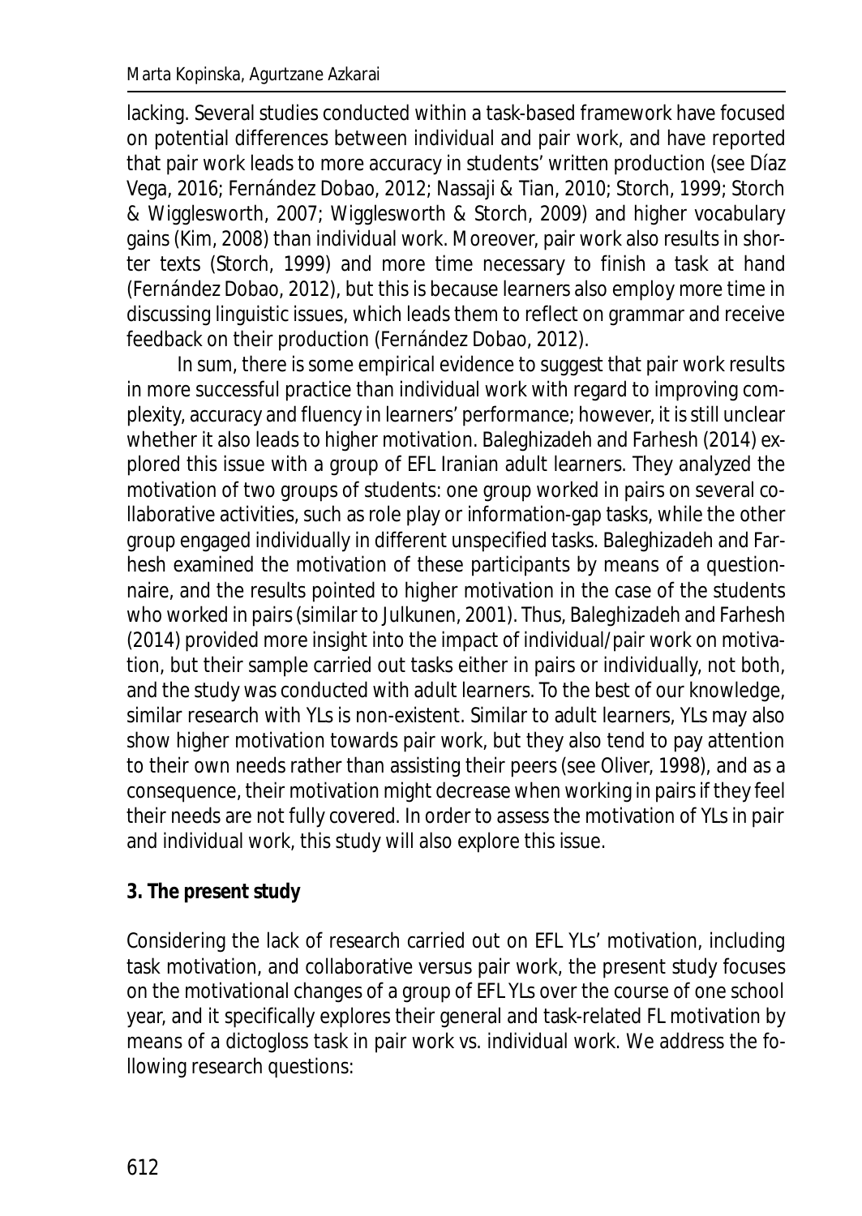lacking. Several studies conducted within a task-based framework have focused on potential differences between individual and pair work, and have reported that pair work leads to more accuracy in students' written production (see Díaz Vega, 2016; Fernández Dobao, 2012; Nassaji & Tian, 2010; Storch, 1999; Storch & Wigglesworth, 2007; Wigglesworth & Storch, 2009) and higher vocabulary gains (Kim, 2008) than individual work. Moreover, pair work also results in shorter texts (Storch, 1999) and more time necessary to finish a task at hand (Fernández Dobao, 2012), but this is because learners also employ more time in discussing linguistic issues, which leads them to reflect on grammar and receive feedback on their production (Fernández Dobao, 2012).

In sum, there is some empirical evidence to suggest that pair work results in more successful practice than individual work with regard to improving complexity, accuracy and fluency in learners' performance; however, it is still unclear whether it also leads to higher motivation. Baleghizadeh and Farhesh (2014) explored this issue with a group of EFL Iranian adult learners. They analyzed the motivation of two groups of students: one group worked in pairs on several collaborative activities, such as role play or information-gap tasks, while the other group engaged individually in different unspecified tasks. Baleghizadeh and Farhesh examined the motivation of these participants by means of a questionnaire, and the results pointed to higher motivation in the case of the students who worked in pairs (similar to Julkunen, 2001). Thus, Baleghizadeh and Farhesh (2014) provided more insight into the impact of individual/pair work on motivation, but their sample carried out tasks either in pairs or individually, not both, and the study was conducted with adult learners. To the best of our knowledge, similar research with YLs is non-existent. Similar to adult learners, YLs may also show higher motivation towards pair work, but they also tend to pay attention to their own needs rather than assisting their peers (see Oliver, 1998), and as a consequence, their motivation might decrease when working in pairs if they feel their needs are not fully covered. In order to assess the motivation of YLs in pair and individual work, this study will also explore this issue.

## 3. The present study

Considering the lack of research carried out on EFL YLs' motivation, including task motivation, and collaborative versus pair work, the present study focuses on the motivational changes of a group of EFL YLs over the course of one school year, and it specifically explores their general and task-related FL motivation by means of a dictogloss task in pair work vs. individual work. We address the following research questions: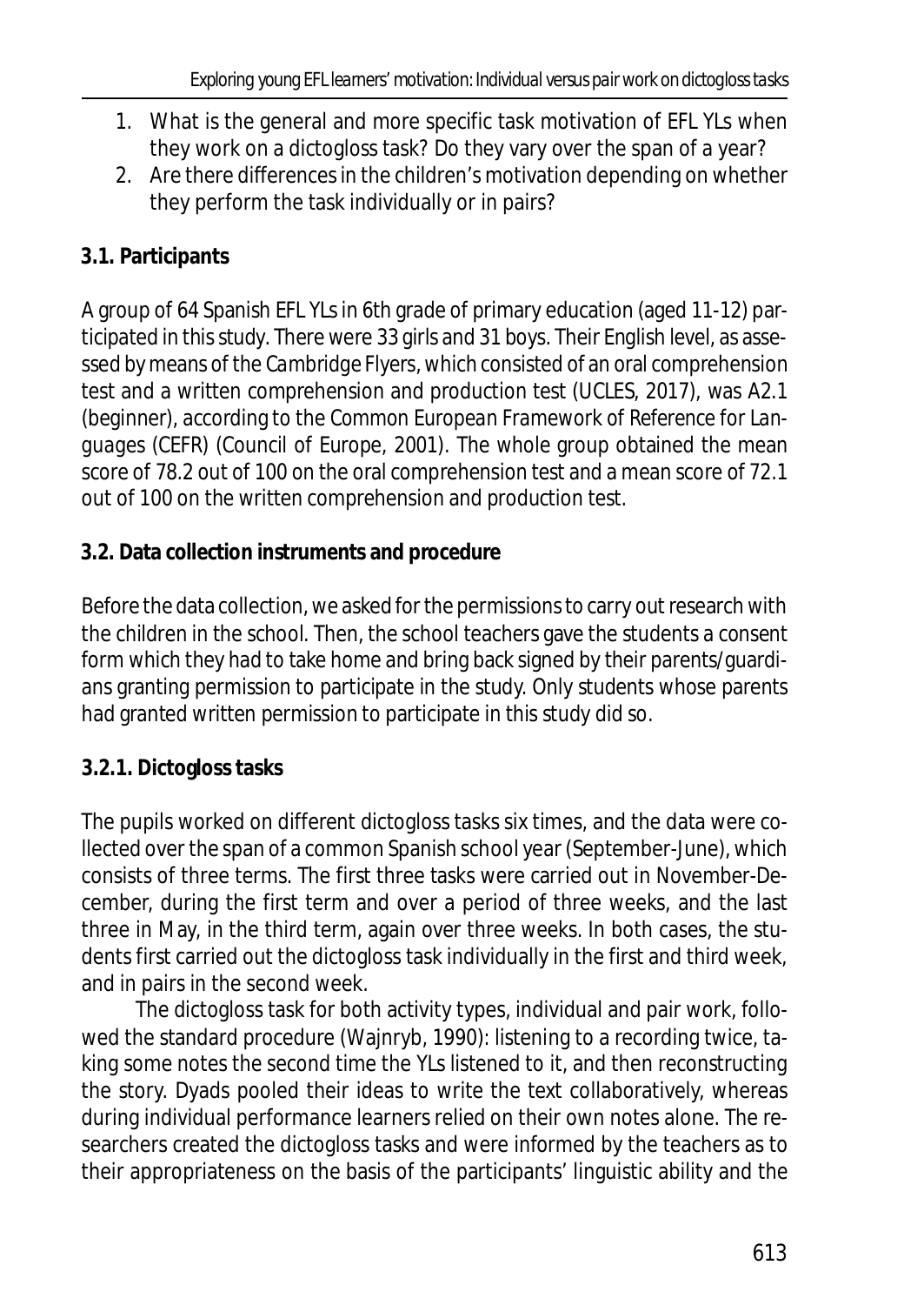1. What is the general and more specific task motivation of EFL YLs when they work on a dictogloss task? Do they vary over the span of a year?
2. Are there differences in the children's motivation depending on whether they perform the task individually or in pairs?

### 3.1. Participants

A group of 64 Spanish EFL YLs in 6th grade of primary education (aged 11-12) participated in this study. There were 33 girls and 31 boys. Their English level, as assessed by means of the *Cambridge Flyers*, which consisted of an oral comprehension test and a written comprehension and production test (UCLES, 2017), was A2.1 (beginner), according to the *Common European Framework of Reference for Languages* (CEFR) (Council of Europe, 2001). The whole group obtained the mean score of 78.2 out of 100 on the oral comprehension test and a mean score of 72.1 out of 100 on the written comprehension and production test.

### 3.2. Data collection instruments and procedure

Before the data collection, we asked for the permissions to carry out research with the children in the school. Then, the school teachers gave the students a consent form which they had to take home and bring back signed by their parents/guardians granting permission to participate in the study. Only students whose parents had granted written permission to participate in this study did so.

#### 3.2.1. Dictogloss tasks

The pupils worked on different dictogloss tasks six times, and the data were collected over the span of a common Spanish school year (September-June), which consists of three terms. The first three tasks were carried out in November-December, during the first term and over a period of three weeks, and the last three in May, in the third term, again over three weeks. In both cases, the students first carried out the dictogloss task individually in the first and third week, and in pairs in the second week.

The dictogloss task for both activity types, individual and pair work, followed the standard procedure (Wajnryb, 1990): listening to a recording twice, taking some notes the second time the YLs listened to it, and then reconstructing the story. Dyads pooled their ideas to write the text collaboratively, whereas during individual performance learners relied on their own notes alone. The researchers created the dictogloss tasks and were informed by the teachers as to their appropriateness on the basis of the participants' linguistic ability and the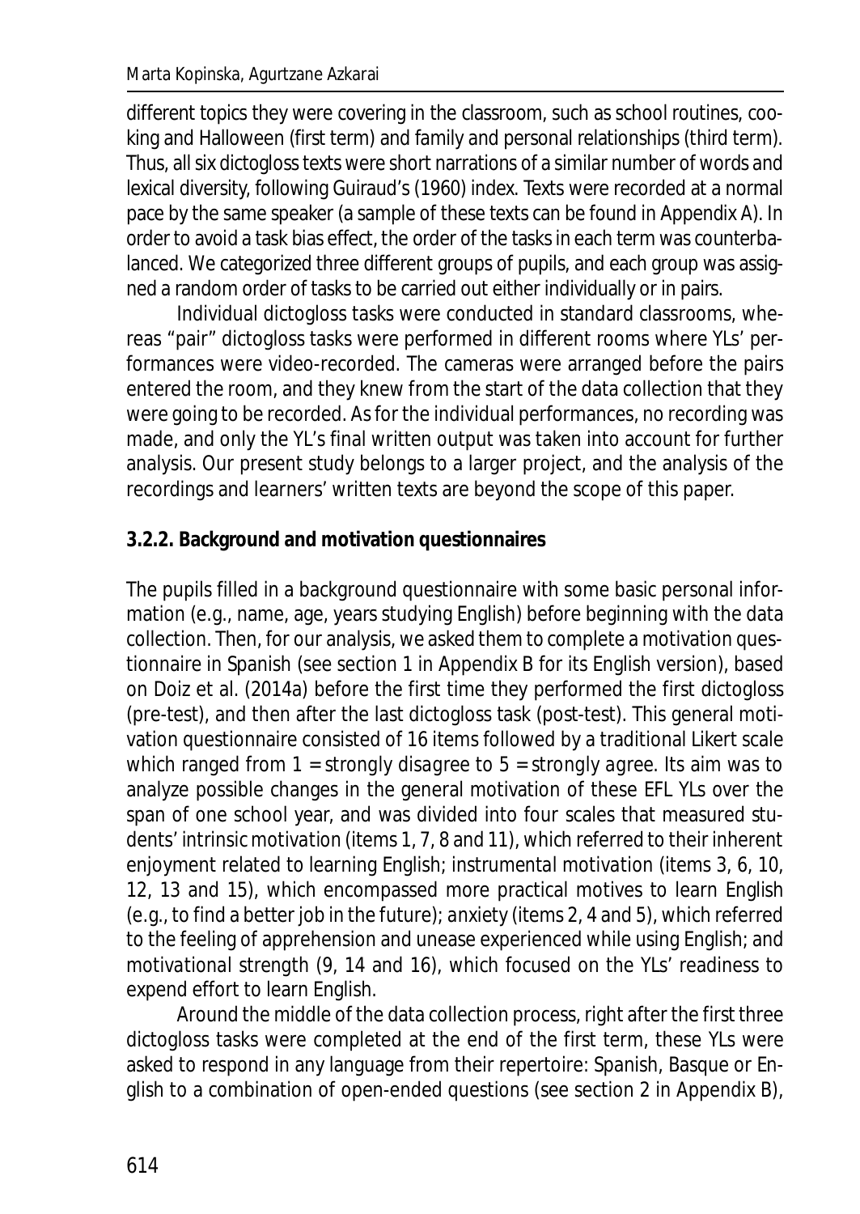different topics they were covering in the classroom, such as school routines, cooking and Halloween (first term) and family and personal relationships (third term). Thus, all six dictogloss texts were short narrations of a similar number of words and lexical diversity, following Guiraud's (1960) index. Texts were recorded at a normal pace by the same speaker (a sample of these texts can be found in Appendix A). In order to avoid a task bias effect, the order of the tasks in each term was counterbalanced. We categorized three different groups of pupils, and each group was assigned a random order of tasks to be carried out either individually or in pairs.

Individual dictogloss tasks were conducted in standard classrooms, whereas "pair" dictogloss tasks were performed in different rooms where YLs' performances were video-recorded. The cameras were arranged before the pairs entered the room, and they knew from the start of the data collection that they were going to be recorded. As for the individual performances, no recording was made, and only the YL's final written output was taken into account for further analysis. Our present study belongs to a larger project, and the analysis of the recordings and learners' written texts are beyond the scope of this paper.

#### 3.2.2. Background and motivation questionnaires

The pupils filled in a background questionnaire with some basic personal information (e.g., name, age, years studying English) before beginning with the data collection. Then, for our analysis, we asked them to complete a motivation questionnaire in Spanish (see section 1 in Appendix B for its English version), based on Doiz et al. (2014a) before the first time they performed the first dictogloss (pre-test), and then after the last dictogloss task (post-test). This general motivation questionnaire consisted of 16 items followed by a traditional Likert scale which ranged from 1 = *strongly disagree* to 5 = *strongly agree*. Its aim was to analyze possible changes in the general motivation of these EFL YLs over the span of one school year, and was divided into four scales that measured students' *intrinsic motivation* (items 1, 7, 8 and 11), which referred to their inherent enjoyment related to learning English; *instrumental motivation* (items 3, 6, 10, 12, 13 and 15), which encompassed more practical motives to learn English (e.g., to find a better job in the future); *anxiety* (items 2, 4 and 5), which referred to the feeling of apprehension and unease experienced while using English; and *motivational strength* (9, 14 and 16), which focused on the YLs' readiness to expend effort to learn English.

Around the middle of the data collection process, right after the first three dictogloss tasks were completed at the end of the first term, these YLs were asked to respond in any language from their repertoire: Spanish, Basque or English to a combination of open-ended questions (see section 2 in Appendix B),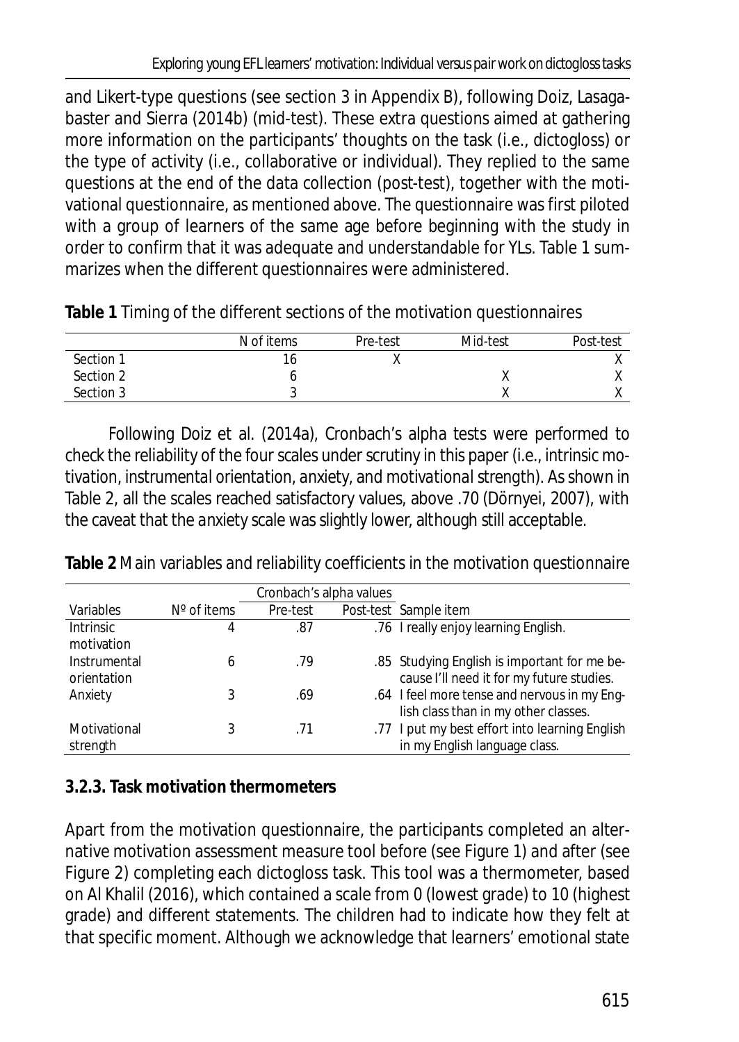and Likert-type questions (see section 3 in Appendix B), following Doiz, Lasagabaster and Sierra (2014b) (mid-test). These extra questions aimed at gathering more information on the participants' thoughts on the task (i.e., dictogloss) or the type of activity (i.e., collaborative or individual). They replied to the same questions at the end of the data collection (post-test), together with the motivational questionnaire, as mentioned above. The questionnaire was first piloted with a group of learners of the same age before beginning with the study in order to confirm that it was adequate and understandable for YLs. Table 1 summarizes when the different questionnaires were administered.

**Table 1** Timing of the different sections of the motivation questionnaires

| | N of items | Pre-test | Mid-test | Post-test |
|---|---|---|---|---|
| Section 1 | 16 | X | | X |
| Section 2 | 6 | | X | X |
| Section 3 | 3 | | X | X |

Following Doiz et al. (2014a), Cronbach's alpha tests were performed to check the reliability of the four scales under scrutiny in this paper (i.e., intrinsic motivation, instrumental orientation, anxiety, and motivational strength). As shown in Table 2, all the scales reached satisfactory values, above .70 (Dörnyei, 2007), with the caveat that the anxiety scale was slightly lower, although still acceptable.

**Table 2** Main variables and reliability coefficients in the motivation questionnaire

| | | Cronbach's alpha values | | |
|---|---|---|---|---|
| Variables | Nº of items | Pre-test | Post-test | Sample item |
| Intrinsic motivation | 4 | .87 | .76 | I really enjoy learning English. |
| Instrumental orientation | 6 | .79 | .85 | Studying English is important for me because I'll need it for my future studies. |
| Anxiety | 3 | .69 | .64 | I feel more tense and nervous in my English class than in my other classes. |
| Motivational strength | 3 | .71 | .77 | I put my best effort into learning English in my English language class. |

### 3.2.3. Task motivation thermometers

Apart from the motivation questionnaire, the participants completed an alternative motivation assessment measure tool before (see Figure 1) and after (see Figure 2) completing each dictogloss task. This tool was a thermometer, based on Al Khalil (2016), which contained a scale from 0 (lowest grade) to 10 (highest grade) and different statements. The children had to indicate how they felt at that specific moment. Although we acknowledge that learners' emotional state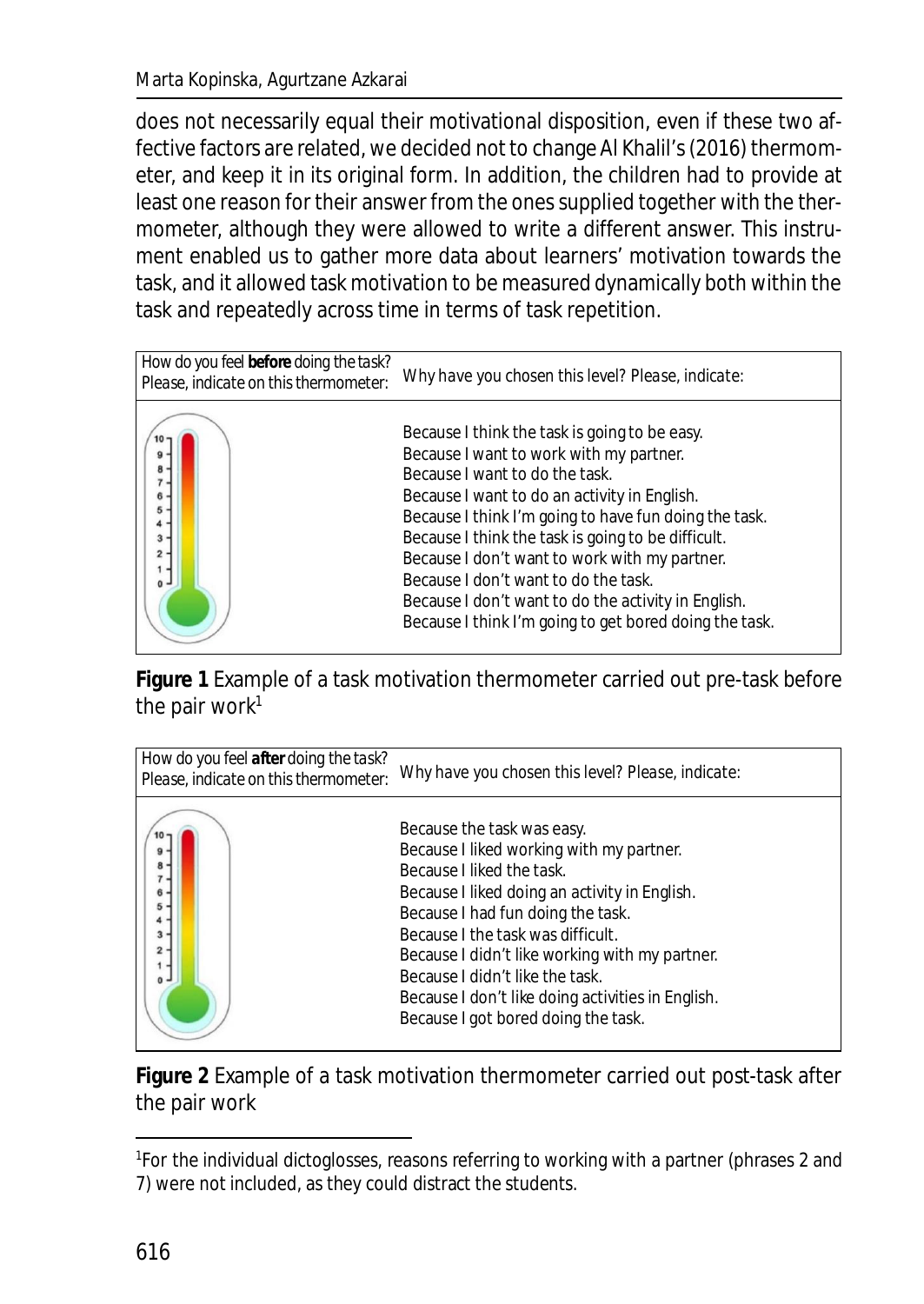does not necessarily equal their motivational disposition, even if these two affective factors are related, we decided not to change Al Khalil's (2016) thermometer, and keep it in its original form. In addition, the children had to provide at least one reason for their answer from the ones supplied together with the thermometer, although they were allowed to write a different answer. This instrument enabled us to gather more data about learners' motivation towards the task, and it allowed task motivation to be measured dynamically both within the task and repeatedly across time in terms of task repetition.

| How do you feel **before** doing the task? Please, indicate on this thermometer: | Why have you chosen this level? Please, indicate: |
|---|---|
| 10 9 8 7 6 5 4 3 2 1 0 | Because I think the task is going to be easy.<br>Because I want to work with my partner.<br>Because I want to do the task.<br>Because I want to do an activity in English.<br>Because I think I'm going to have fun doing the task.<br>Because I think the task is going to be difficult.<br>Because I don't want to work with my partner.<br>Because I don't want to do the task.<br>Because I don't want to do the activity in English.<br>Because I think I'm going to get bored doing the task. |

**Figure 1** Example of a task motivation thermometer carried out pre-task before the pair work[1]

| How do you feel **after** doing the task? Please, indicate on this thermometer: | Why have you chosen this level? Please, indicate: |
|---|---|
| 10 9 8 7 6 5 4 3 2 1 0 | Because the task was easy.<br>Because I liked working with my partner.<br>Because I liked the task.<br>Because I liked doing an activity in English.<br>Because I had fun doing the task.<br>Because I the task was difficult.<br>Because I didn't like working with my partner.<br>Because I didn't like the task.<br>Because I don't like doing activities in English.<br>Because I got bored doing the task. |

**Figure 2** Example of a task motivation thermometer carried out post-task after the pair work

[1]For the individual dictoglosses, reasons referring to working with a partner (phrases 2 and 7) were not included, as they could distract the students.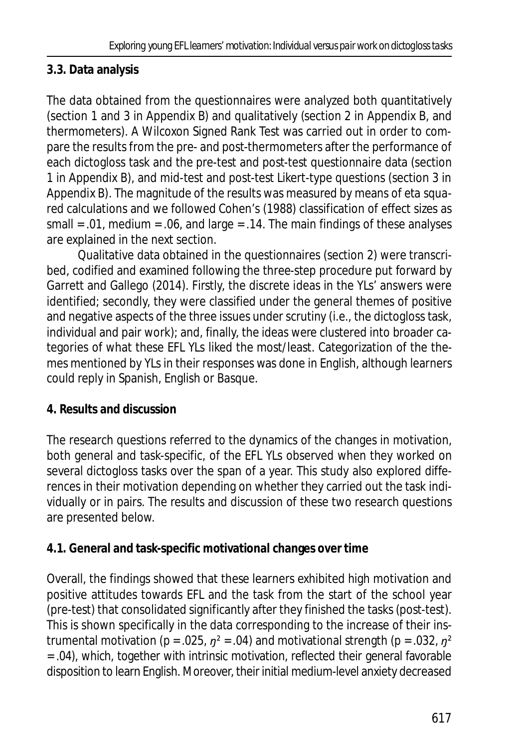### 3.3. Data analysis

The data obtained from the questionnaires were analyzed both quantitatively (section 1 and 3 in Appendix B) and qualitatively (section 2 in Appendix B, and thermometers). A Wilcoxon Signed Rank Test was carried out in order to compare the results from the pre- and post-thermometers after the performance of each dictogloss task and the pre-test and post-test questionnaire data (section 1 in Appendix B), and mid-test and post-test Likert-type questions (section 3 in Appendix B). The magnitude of the results was measured by means of eta squared calculations and we followed Cohen's (1988) classification of effect sizes as small = .01, medium = .06, and large = .14. The main findings of these analyses are explained in the next section.

Qualitative data obtained in the questionnaires (section 2) were transcribed, codified and examined following the three-step procedure put forward by Garrett and Gallego (2014). Firstly, the discrete ideas in the YLs' answers were identified; secondly, they were classified under the general themes of positive and negative aspects of the three issues under scrutiny (i.e., the dictogloss task, individual and pair work); and, finally, the ideas were clustered into broader categories of what these EFL YLs liked the most/least. Categorization of the themes mentioned by YLs in their responses was done in English, although learners could reply in Spanish, English or Basque.

## 4. Results and discussion

The research questions referred to the dynamics of the changes in motivation, both general and task-specific, of the EFL YLs observed when they worked on several dictogloss tasks over the span of a year. This study also explored differences in their motivation depending on whether they carried out the task individually or in pairs. The results and discussion of these two research questions are presented below.

### 4.1. General and task-specific motivational changes over time

Overall, the findings showed that these learners exhibited high motivation and positive attitudes towards EFL and the task from the start of the school year (pre-test) that consolidated significantly after they finished the tasks (post-test). This is shown specifically in the data corresponding to the increase of their instrumental motivation ($p = .025$, $\eta^2 = .04$) and motivational strength ($p = .032$, $\eta^2 = .04$), which, together with intrinsic motivation, reflected their general favorable disposition to learn English. Moreover, their initial medium-level anxiety decreased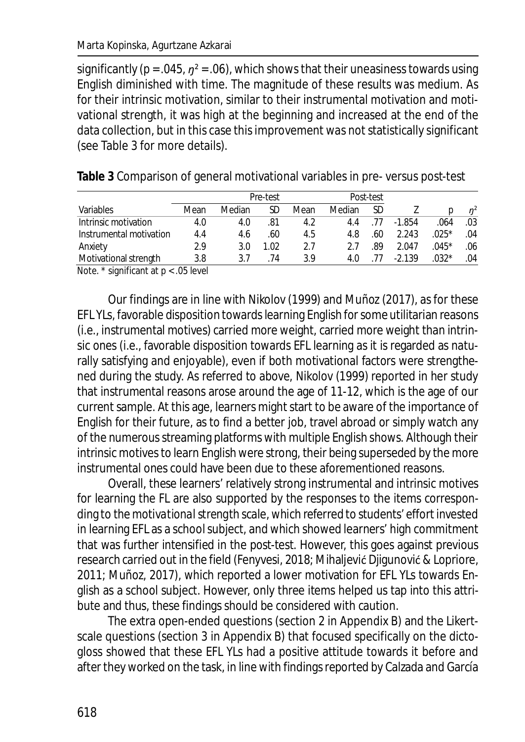significantly ($p = .045$, $\eta^2 = .06$), which shows that their uneasiness towards using English diminished with time. The magnitude of these results was medium. As for their intrinsic motivation, similar to their instrumental motivation and motivational strength, it was high at the beginning and increased at the end of the data collection, but in this case this improvement was not statistically significant (see Table 3 for more details).

**Table 3** Comparison of general motivational variables in pre- versus post-test

| | Pre-test | | | Post-test | | | | | |
|---|---|---|---|---|---|---|---|---|---|
| Variables | Mean | Median | SD | Mean | Median | SD | Z | p | $\eta^2$ |
| Intrinsic motivation | 4.0 | 4.0 | .81 | 4.2 | 4.4 | .77 | -1.854 | .064 | .03 |
| Instrumental motivation | 4.4 | 4.6 | .60 | 4.5 | 4.8 | .60 | 2.243 | .025* | .04 |
| Anxiety | 2.9 | 3.0 | 1.02 | 2.7 | 2.7 | .89 | 2.047 | .045* | .06 |
| Motivational strength | 3.8 | 3.7 | .74 | 3.9 | 4.0 | .77 | -2.139 | .032* | .04 |

Note. * significant at $p < .05$ level

Our findings are in line with Nikolov (1999) and Muñoz (2017), as for these EFL YLs, favorable disposition towards learning English for some utilitarian reasons (i.e., instrumental motives) carried more weight, carried more weight than intrinsic ones (i.e., favorable disposition towards EFL learning as it is regarded as naturally satisfying and enjoyable), even if both motivational factors were strengthened during the study. As referred to above, Nikolov (1999) reported in her study that instrumental reasons arose around the age of 11-12, which is the age of our current sample. At this age, learners might start to be aware of the importance of English for their future, as to find a better job, travel abroad or simply watch any of the numerous streaming platforms with multiple English shows. Although their intrinsic motives to learn English were strong, their being superseded by the more instrumental ones could have been due to these aforementioned reasons.

Overall, these learners' relatively strong instrumental and intrinsic motives for learning the FL are also supported by the responses to the items corresponding to the motivational strength scale, which referred to students' effort invested in learning EFL as a school subject, and which showed learners' high commitment that was further intensified in the post-test. However, this goes against previous research carried out in the field (Fenyvesi, 2018; Mihaljević Djigunović & Lopriore, 2011; Muñoz, 2017), which reported a lower motivation for EFL YLs towards English as a school subject. However, only three items helped us tap into this attribute and thus, these findings should be considered with caution.

The extra open-ended questions (section 2 in Appendix B) and the Likert-scale questions (section 3 in Appendix B) that focused specifically on the dictogloss showed that these EFL YLs had a positive attitude towards it before and after they worked on the task, in line with findings reported by Calzada and García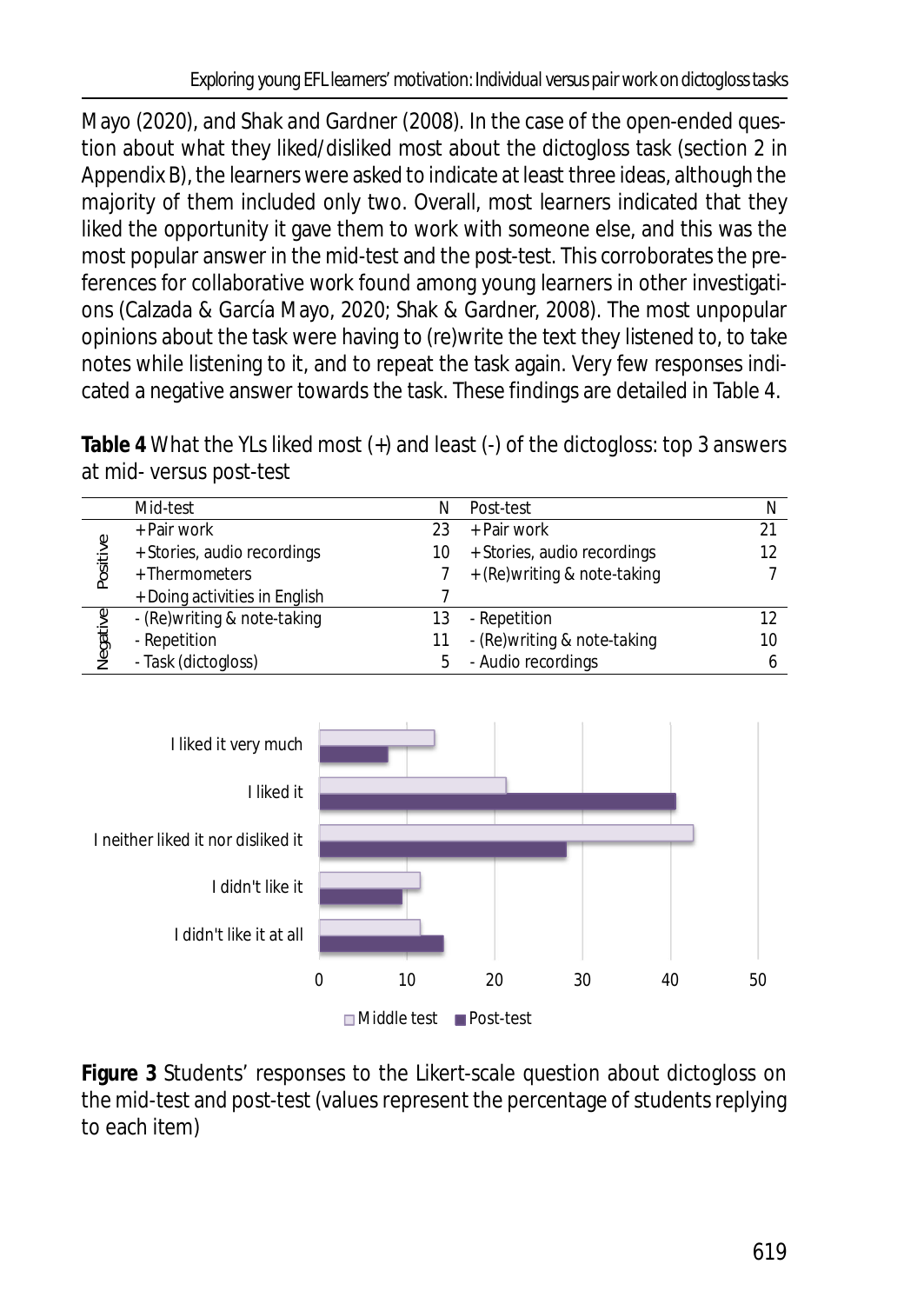Mayo (2020), and Shak and Gardner (2008). In the case of the open-ended question about what they liked/disliked most about the dictogloss task (section 2 in Appendix B), the learners were asked to indicate at least three ideas, although the majority of them included only two. Overall, most learners indicated that they liked the opportunity it gave them to work with someone else, and this was the most popular answer in the mid-test and the post-test. This corroborates the preferences for collaborative work found among young learners in other investigations (Calzada & García Mayo, 2020; Shak & Gardner, 2008). The most unpopular opinions about the task were having to (re)write the text they listened to, to take notes while listening to it, and to repeat the task again. Very few responses indicated a negative answer towards the task. These findings are detailed in Table 4.

**Table 4** What the YLs liked most (+) and least (-) of the dictogloss: top 3 answers at mid- versus post-test

| | Mid-test | N | Post-test | N |
|---|---|---|---|---|
| Positive | + Pair work | 23 | + Pair work | 21 |
| | + Stories, audio recordings | 10 | + Stories, audio recordings | 12 |
| | + Thermometers | 7 | + (Re)writing & note-taking | 7 |
| | + Doing activities in English | 7 | | |
| Negative | - (Re)writing & note-taking | 13 | - Repetition | 12 |
| | - Repetition | 11 | - (Re)writing & note-taking | 10 |
| | - Task (dictogloss) | 5 | - Audio recordings | 6 |

**Figure 3** Students' responses to the Likert-scale question about dictogloss on the mid-test and post-test (values represent the percentage of students replying to each item)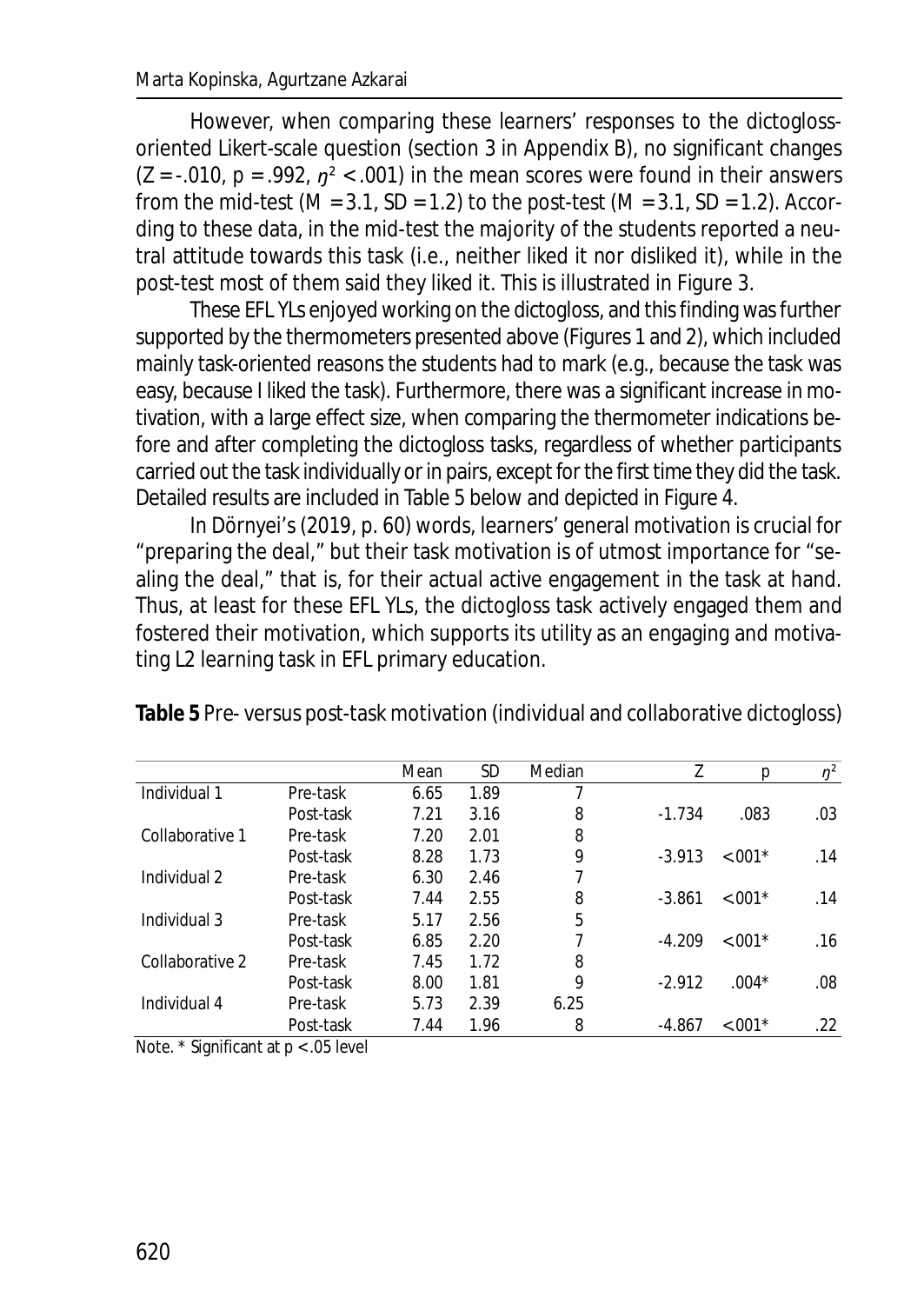However, when comparing these learners' responses to the dictogloss-oriented Likert-scale question (section 3 in Appendix B), no significant changes ($Z = -.010$, $p = .992$, $\eta^2 < .001$) in the mean scores were found in their answers from the mid-test ($M = 3.1$, $SD = 1.2$) to the post-test ($M = 3.1$, $SD = 1.2$). According to these data, in the mid-test the majority of the students reported a neutral attitude towards this task (i.e., neither liked it nor disliked it), while in the post-test most of them said they liked it. This is illustrated in Figure 3.

These EFL YLs enjoyed working on the dictogloss, and this finding was further supported by the thermometers presented above (Figures 1 and 2), which included mainly task-oriented reasons the students had to mark (e.g., because the task was easy, because I liked the task). Furthermore, there was a significant increase in motivation, with a large effect size, when comparing the thermometer indications before and after completing the dictogloss tasks, regardless of whether participants carried out the task individually or in pairs, except for the first time they did the task. Detailed results are included in Table 5 below and depicted in Figure 4.

In Dörnyei's (2019, p. 60) words, learners' general motivation is crucial for "preparing the deal," but their task motivation is of utmost importance for "sealing the deal," that is, for their actual active engagement in the task at hand. Thus, at least for these EFL YLs, the dictogloss task actively engaged them and fostered their motivation, which supports its utility as an engaging and motivating L2 learning task in EFL primary education.

**Table 5** Pre- versus post-task motivation (individual and collaborative dictogloss)

| | | Mean | SD | Median | Z | p | $\eta^2$ |
|---|---|---|---|---|---|---|---|
| Individual 1 | Pre-task | 6.65 | 1.89 | 7 | | | |
| | Post-task | 7.21 | 3.16 | 8 | -1.734 | .083 | .03 |
| Collaborative 1 | Pre-task | 7.20 | 2.01 | 8 | | | |
| | Post-task | 8.28 | 1.73 | 9 | -3.913 | <001* | .14 |
| Individual 2 | Pre-task | 6.30 | 2.46 | 7 | | | |
| | Post-task | 7.44 | 2.55 | 8 | -3.861 | <001* | .14 |
| Individual 3 | Pre-task | 5.17 | 2.56 | 5 | | | |
| | Post-task | 6.85 | 2.20 | 7 | -4.209 | <001* | .16 |
| Collaborative 2 | Pre-task | 7.45 | 1.72 | 8 | | | |
| | Post-task | 8.00 | 1.81 | 9 | -2.912 | .004* | .08 |
| Individual 4 | Pre-task | 5.73 | 2.39 | 6.25 | | | |
| | Post-task | 7.44 | 1.96 | 8 | -4.867 | <001* | .22 |

Note. * Significant at $p < .05$ level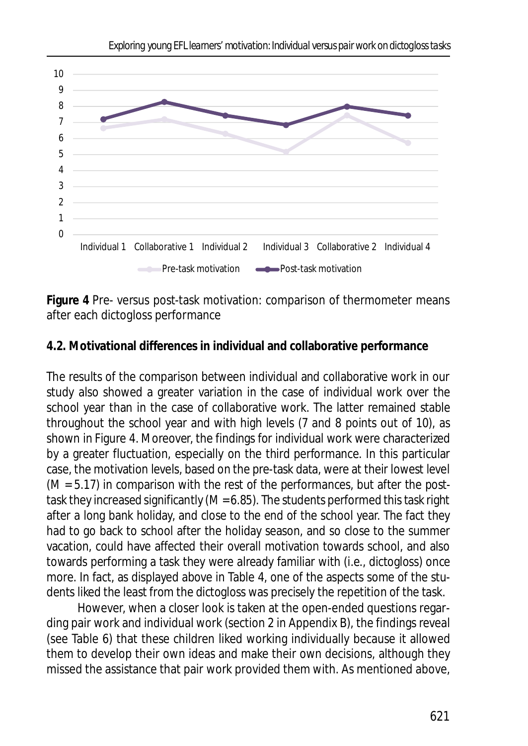**Figure 4** Pre- versus post-task motivation: comparison of thermometer means after each dictogloss performance

### 4.2. Motivational differences in individual and collaborative performance

The results of the comparison between individual and collaborative work in our study also showed a greater variation in the case of individual work over the school year than in the case of collaborative work. The latter remained stable throughout the school year and with high levels (7 and 8 points out of 10), as shown in Figure 4. Moreover, the findings for individual work were characterized by a greater fluctuation, especially on the third performance. In this particular case, the motivation levels, based on the pre-task data, were at their lowest level ($M = 5.17$) in comparison with the rest of the performances, but after the post-task they increased significantly ($M = 6.85$). The students performed this task right after a long bank holiday, and close to the end of the school year. The fact they had to go back to school after the holiday season, and so close to the summer vacation, could have affected their overall motivation towards school, and also towards performing a task they were already familiar with (i.e., dictogloss) once more. In fact, as displayed above in Table 4, one of the aspects some of the students liked the least from the dictogloss was precisely the repetition of the task.

However, when a closer look is taken at the open-ended questions regarding pair work and individual work (section 2 in Appendix B), the findings reveal (see Table 6) that these children liked working individually because it allowed them to develop their own ideas and make their own decisions, although they missed the assistance that pair work provided them with. As mentioned above,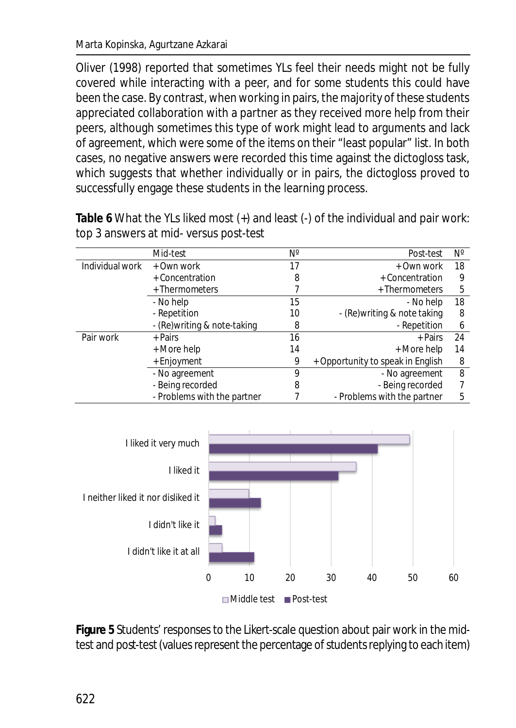Oliver (1998) reported that sometimes YLs feel their needs might not be fully covered while interacting with a peer, and for some students this could have been the case. By contrast, when working in pairs, the majority of these students appreciated collaboration with a partner as they received more help from their peers, although sometimes this type of work might lead to arguments and lack of agreement, which were some of the items on their "least popular" list. In both cases, no negative answers were recorded this time against the dictogloss task, which suggests that whether individually or in pairs, the dictogloss proved to successfully engage these students in the learning process.

**Table 6** What the YLs liked most (+) and least (-) of the individual and pair work: top 3 answers at mid- versus post-test

| | Mid-test | Nº | Post-test | Nº |
|---|---|---|---|---|
| Individual work | + Own work | 17 | + Own work | 18 |
| | + Concentration | 8 | + Concentration | 9 |
| | + Thermometers | 7 | + Thermometers | 5 |
| | - No help | 15 | - No help | 18 |
| | - Repetition | 10 | - (Re)writing & note taking | 8 |
| | - (Re)writing & note-taking | 8 | - Repetition | 6 |
| Pair work | + Pairs | 16 | + Pairs | 24 |
| | + More help | 14 | + More help | 14 |
| | + Enjoyment | 9 | + Opportunity to speak in English | 8 |
| | - No agreement | 9 | - No agreement | 8 |
| | - Being recorded | 8 | - Being recorded | 7 |
| | - Problems with the partner | 7 | - Problems with the partner | 5 |

**Figure 5** Students' responses to the Likert-scale question about pair work in the mid-test and post-test (values represent the percentage of students replying to each item)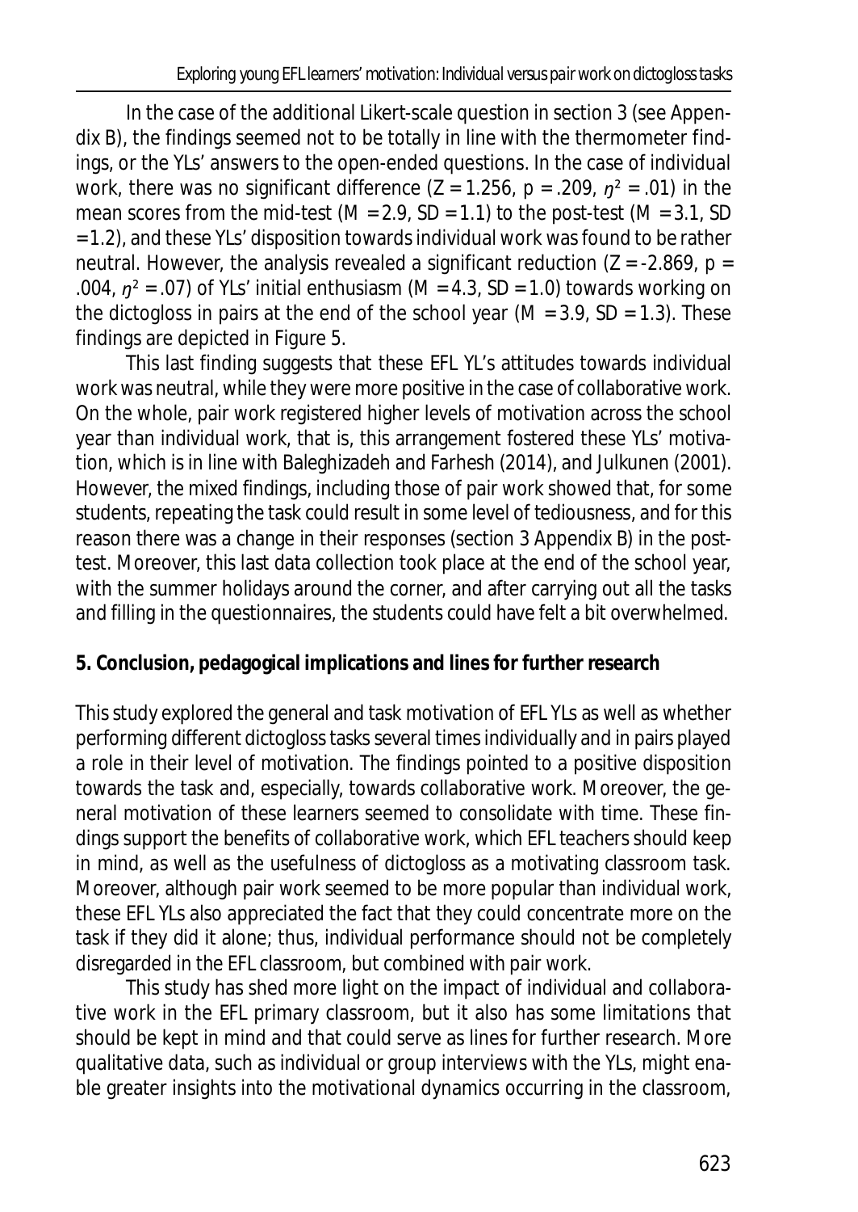In the case of the additional Likert-scale question in section 3 (see Appendix B), the findings seemed not to be totally in line with the thermometer findings, or the YLs' answers to the open-ended questions. In the case of individual work, there was no significant difference ($Z = 1.256$, $p = .209$, $\eta^2 = .01$) in the mean scores from the mid-test ($M = 2.9$, $SD = 1.1$) to the post-test ($M = 3.1$, $SD = 1.2$), and these YLs' disposition towards individual work was found to be rather neutral. However, the analysis revealed a significant reduction ($Z = -2.869$, $p = .004$, $\eta^2 = .07$) of YLs' initial enthusiasm ($M = 4.3$, $SD = 1.0$) towards working on the dictogloss in pairs at the end of the school year ($M = 3.9$, $SD = 1.3$). These findings are depicted in Figure 5.

This last finding suggests that these EFL YL's attitudes towards individual work was neutral, while they were more positive in the case of collaborative work. On the whole, pair work registered higher levels of motivation across the school year than individual work, that is, this arrangement fostered these YLs' motivation, which is in line with Baleghizadeh and Farhesh (2014), and Julkunen (2001). However, the mixed findings, including those of pair work showed that, for some students, repeating the task could result in some level of tediousness, and for this reason there was a change in their responses (section 3 Appendix B) in the post-test. Moreover, this last data collection took place at the end of the school year, with the summer holidays around the corner, and after carrying out all the tasks and filling in the questionnaires, the students could have felt a bit overwhelmed.

## 5. Conclusion, pedagogical implications and lines for further research

This study explored the general and task motivation of EFL YLs as well as whether performing different dictogloss tasks several times individually and in pairs played a role in their level of motivation. The findings pointed to a positive disposition towards the task and, especially, towards collaborative work. Moreover, the general motivation of these learners seemed to consolidate with time. These findings support the benefits of collaborative work, which EFL teachers should keep in mind, as well as the usefulness of dictogloss as a motivating classroom task. Moreover, although pair work seemed to be more popular than individual work, these EFL YLs also appreciated the fact that they could concentrate more on the task if they did it alone; thus, individual performance should not be completely disregarded in the EFL classroom, but combined with pair work.

This study has shed more light on the impact of individual and collaborative work in the EFL primary classroom, but it also has some limitations that should be kept in mind and that could serve as lines for further research. More qualitative data, such as individual or group interviews with the YLs, might enable greater insights into the motivational dynamics occurring in the classroom,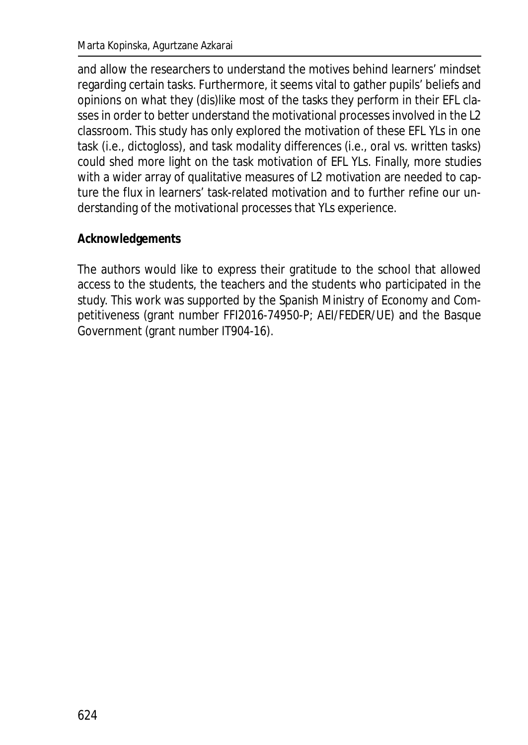and allow the researchers to understand the motives behind learners' mindset regarding certain tasks. Furthermore, it seems vital to gather pupils' beliefs and opinions on what they (dis)like most of the tasks they perform in their EFL classes in order to better understand the motivational processes involved in the L2 classroom. This study has only explored the motivation of these EFL YLs in one task (i.e., dictogloss), and task modality differences (i.e., oral vs. written tasks) could shed more light on the task motivation of EFL YLs. Finally, more studies with a wider array of qualitative measures of L2 motivation are needed to capture the flux in learners' task-related motivation and to further refine our understanding of the motivational processes that YLs experience.

**Acknowledgements**

The authors would like to express their gratitude to the school that allowed access to the students, the teachers and the students who participated in the study. This work was supported by the Spanish Ministry of Economy and Competitiveness (grant number FFI2016-74950-P; AEI/FEDER/UE) and the Basque Government (grant number IT904-16).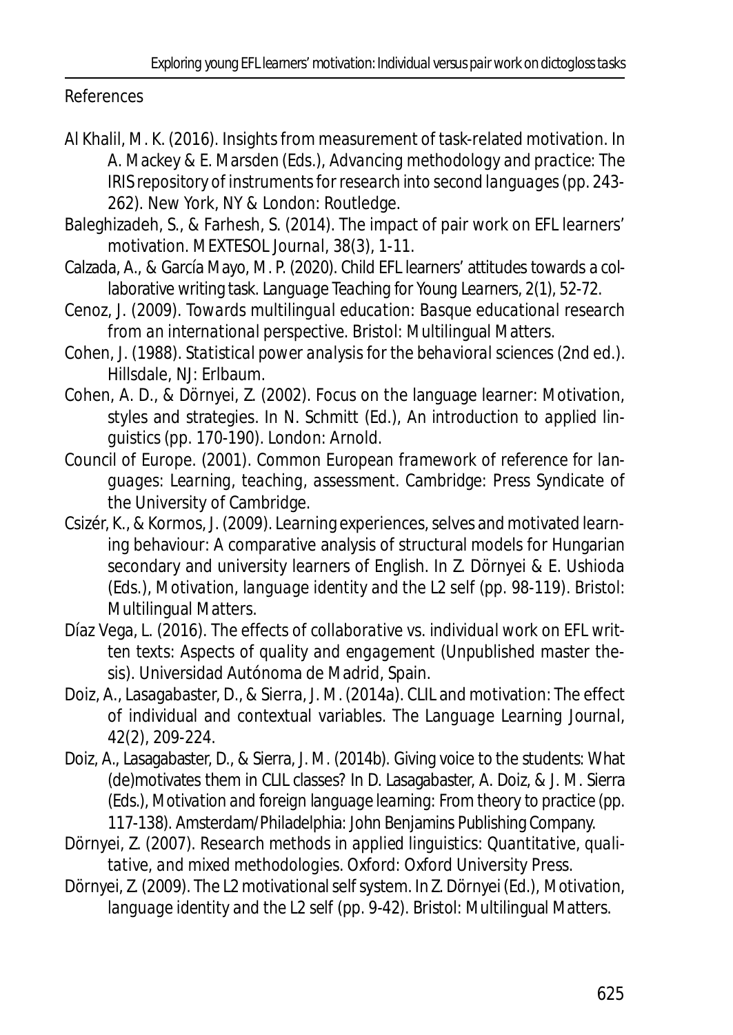## References

Al Khalil, M. K. (2016). Insights from measurement of task-related motivation. In A. Mackey & E. Marsden (Eds.), *Advancing methodology and practice: The IRIS repository of instruments for research into second languages* (pp. 243-262). New York, NY & London: Routledge.

Baleghizadeh, S., & Farhesh, S. (2014). The impact of pair work on EFL learners' motivation. *MEXTESOL Journal*, *38*(3), 1-11.

Calzada, A., & García Mayo, M. P. (2020). Child EFL learners' attitudes towards a collaborative writing task. *Language Teaching for Young Learners*, *2*(1), 52-72.

Cenoz, J. (2009). *Towards multilingual education: Basque educational research from an international perspective*. Bristol: Multilingual Matters.

Cohen, J. (1988). *Statistical power analysis for the behavioral sciences* (2nd ed.). Hillsdale, NJ: Erlbaum.

Cohen, A. D., & Dörnyei, Z. (2002). Focus on the language learner: Motivation, styles and strategies. In N. Schmitt (Ed.), *An introduction to applied linguistics* (pp. 170-190). London: Arnold.

Council of Europe. (2001). *Common European framework of reference for languages: Learning, teaching, assessment*. Cambridge: Press Syndicate of the University of Cambridge.

Csizér, K., & Kormos, J. (2009). Learning experiences, selves and motivated learning behaviour: A comparative analysis of structural models for Hungarian secondary and university learners of English. In Z. Dörnyei & E. Ushioda (Eds.), *Motivation, language identity and the L2 self* (pp. 98-119). Bristol: Multilingual Matters.

Díaz Vega, L. (2016). *The effects of collaborative vs. individual work on EFL written texts: Aspects of quality and engagement* (Unpublished master thesis). Universidad Autónoma de Madrid, Spain.

Doiz, A., Lasagabaster, D., & Sierra, J. M. (2014a). CLIL and motivation: The effect of individual and contextual variables. *The Language Learning Journal*, *42*(2), 209-224.

Doiz, A., Lasagabaster, D., & Sierra, J. M. (2014b). Giving voice to the students: What (de)motivates them in CLIL classes? In D. Lasagabaster, A. Doiz, & J. M. Sierra (Eds.), *Motivation and foreign language learning: From theory to practice* (pp. 117-138). Amsterdam/Philadelphia: John Benjamins Publishing Company.

Dörnyei, Z. (2007). *Research methods in applied linguistics: Quantitative, qualitative, and mixed methodologies*. Oxford: Oxford University Press.

Dörnyei, Z. (2009). The L2 motivational self system. In Z. Dörnyei (Ed.), *Motivation, language identity and the L2 self* (pp. 9-42). Bristol: Multilingual Matters.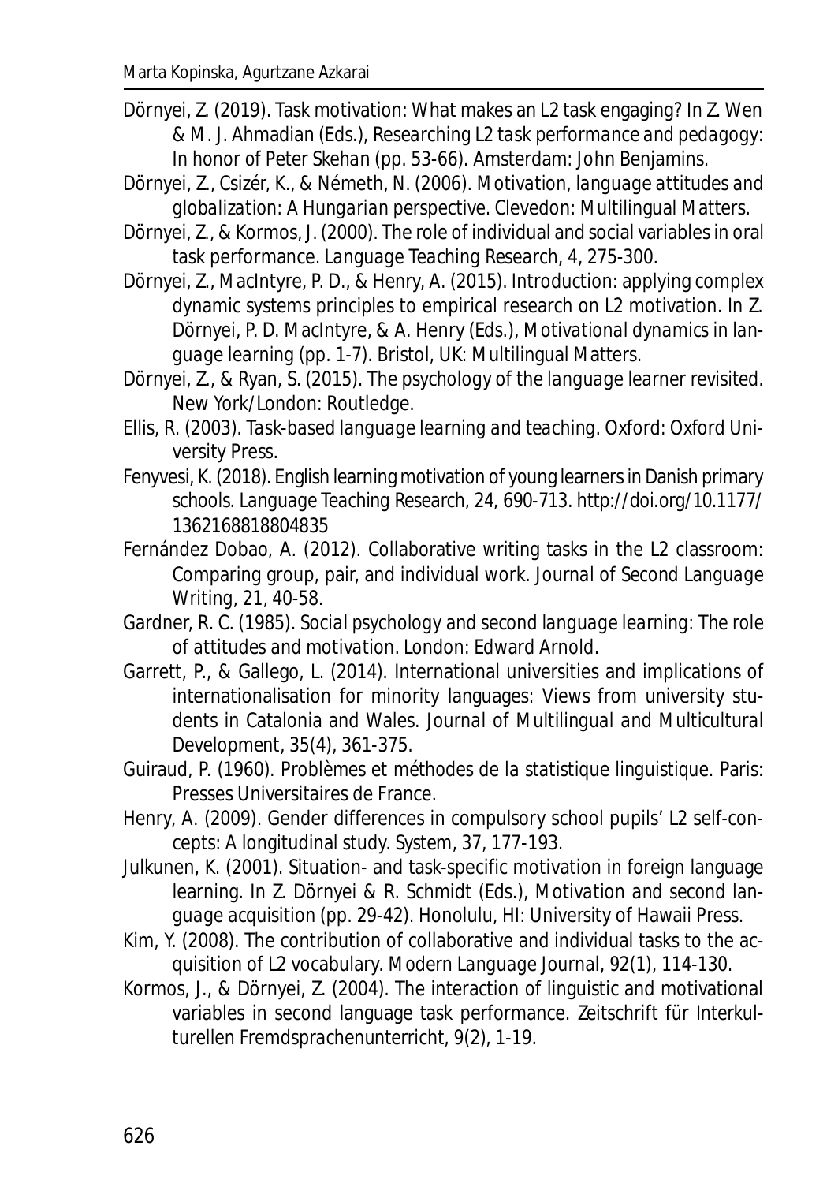Dörnyei, Z. (2019). Task motivation: What makes an L2 task engaging? In Z. Wen & M. J. Ahmadian (Eds.), *Researching L2 task performance and pedagogy: In honor of Peter Skehan* (pp. 53-66). Amsterdam: John Benjamins.

Dörnyei, Z., Csizér, K., & Németh, N. (2006). *Motivation, language attitudes and globalization: A Hungarian perspective*. Clevedon: Multilingual Matters.

Dörnyei, Z., & Kormos, J. (2000). The role of individual and social variables in oral task performance. *Language Teaching Research*, 4, 275-300.

Dörnyei, Z., MacIntyre, P. D., & Henry, A. (2015). Introduction: applying complex dynamic systems principles to empirical research on L2 motivation. In Z. Dörnyei, P. D. MacIntyre, & A. Henry (Eds.), *Motivational dynamics in language learning* (pp. 1-7). Bristol, UK: Multilingual Matters.

Dörnyei, Z., & Ryan, S. (2015). *The psychology of the language learner revisited*. New York/London: Routledge.

Ellis, R. (2003). *Task-based language learning and teaching*. Oxford: Oxford University Press.

Fenyvesi, K. (2018). English learning motivation of young learners in Danish primary schools. *Language Teaching Research*, 24, 690-713. http://doi.org/10.1177/1362168818804835

Fernández Dobao, A. (2012). Collaborative writing tasks in the L2 classroom: Comparing group, pair, and individual work. *Journal of Second Language Writing*, 21, 40-58.

Gardner, R. C. (1985). *Social psychology and second language learning: The role of attitudes and motivation*. London: Edward Arnold.

Garrett, P., & Gallego, L. (2014). International universities and implications of internationalisation for minority languages: Views from university students in Catalonia and Wales. *Journal of Multilingual and Multicultural Development*, 35(4), 361-375.

Guiraud, P. (1960). *Problèmes et méthodes de la statistique linguistique*. Paris: Presses Universitaires de France.

Henry, A. (2009). Gender differences in compulsory school pupils' L2 self-concepts: A longitudinal study. *System*, 37, 177-193.

Julkunen, K. (2001). Situation- and task-specific motivation in foreign language learning. In Z. Dörnyei & R. Schmidt (Eds.), *Motivation and second language acquisition* (pp. 29-42). Honolulu, HI: University of Hawaii Press.

Kim, Y. (2008). The contribution of collaborative and individual tasks to the acquisition of L2 vocabulary. *Modern Language Journal*, 92(1), 114-130.

Kormos, J., & Dörnyei, Z. (2004). The interaction of linguistic and motivational variables in second language task performance. *Zeitschrift für Interkulturellen Fremdsprachenunterricht*, 9(2), 1-19.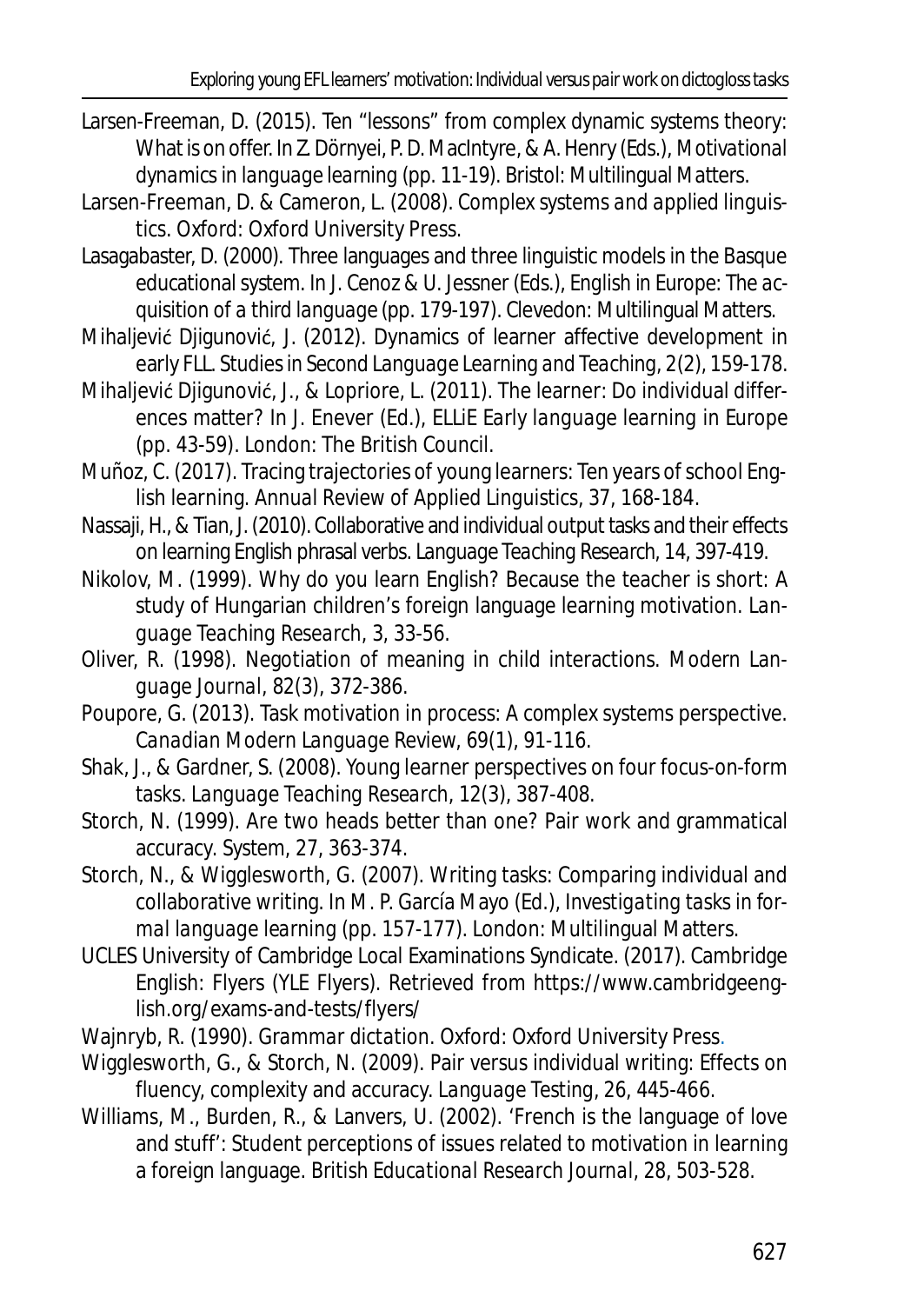Larsen-Freeman, D. (2015). Ten "lessons" from complex dynamic systems theory: What is on offer. In Z. Dörnyei, P. D. MacIntyre, & A. Henry (Eds.), *Motivational dynamics in language learning* (pp. 11-19). Bristol: Multilingual Matters.

Larsen-Freeman, D. & Cameron, L. (2008). *Complex systems and applied linguistics.* Oxford: Oxford University Press.

Lasagabaster, D. (2000). Three languages and three linguistic models in the Basque educational system. In J. Cenoz & U. Jessner (Eds.), *English in Europe: The acquisition of a third language* (pp. 179-197). Clevedon: Multilingual Matters.

Mihaljević Djigunović, J. (2012). Dynamics of learner affective development in early FLL. *Studies in Second Language Learning and Teaching, 2*(2), 159-178.

Mihaljević Djigunović, J., & Lopriore, L. (2011). The learner: Do individual differences matter? In J. Enever (Ed.), *ELLiE Early language learning in Europe* (pp. 43-59). London: The British Council.

Muñoz, C. (2017). Tracing trajectories of young learners: Ten years of school English learning. *Annual Review of Applied Linguistics, 37*, 168-184.

Nassaji, H., & Tian, J. (2010). Collaborative and individual output tasks and their effects on learning English phrasal verbs. *Language Teaching Research, 14*, 397-419.

Nikolov, M. (1999). Why do you learn English? Because the teacher is short: A study of Hungarian children's foreign language learning motivation. *Language Teaching Research, 3*, 33-56.

Oliver, R. (1998). Negotiation of meaning in child interactions. *Modern Language Journal, 82*(3), 372-386.

Poupore, G. (2013). Task motivation in process: A complex systems perspective. *Canadian Modern Language Review, 69*(1), 91-116.

Shak, J., & Gardner, S. (2008). Young learner perspectives on four focus-on-form tasks. *Language Teaching Research, 12*(3), 387-408.

Storch, N. (1999). Are two heads better than one? Pair work and grammatical accuracy. *System, 27*, 363-374.

Storch, N., & Wigglesworth, G. (2007). Writing tasks: Comparing individual and collaborative writing. In M. P. García Mayo (Ed.), *Investigating tasks in formal language learning* (pp. 157-177). London: Multilingual Matters.

UCLES University of Cambridge Local Examinations Syndicate. (2017). Cambridge English: Flyers (YLE Flyers). Retrieved from https://www.cambridgeenglish.org/exams-and-tests/flyers/

Wajnryb, R. (1990). *Grammar dictation.* Oxford: Oxford University Press.

Wigglesworth, G., & Storch, N. (2009). Pair versus individual writing: Effects on fluency, complexity and accuracy. *Language Testing, 26*, 445-466.

Williams, M., Burden, R., & Lanvers, U. (2002). 'French is the language of love and stuff': Student perceptions of issues related to motivation in learning a foreign language. *British Educational Research Journal, 28*, 503-528.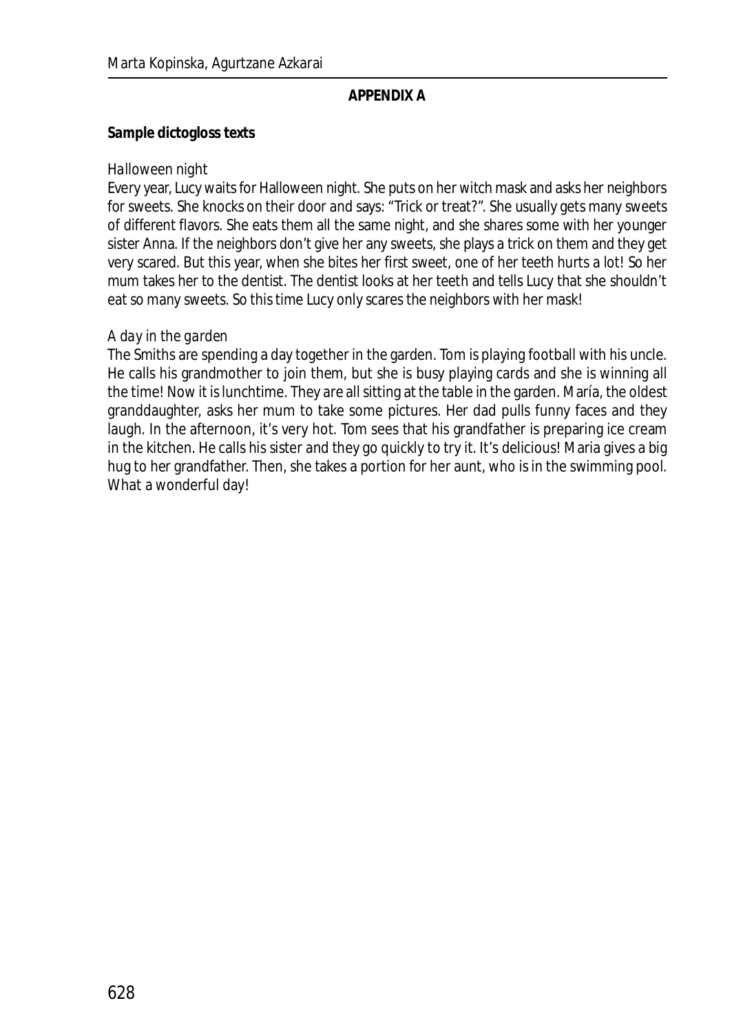## APPENDIX A

**Sample dictogloss texts**

*Halloween night*

Every year, Lucy waits for Halloween night. She puts on her witch mask and asks her neighbors for sweets. She knocks on their door and says: "Trick or treat?". She usually gets many sweets of different flavors. She eats them all the same night, and she shares some with her younger sister Anna. If the neighbors don't give her any sweets, she plays a trick on them and they get very scared. But this year, when she bites her first sweet, one of her teeth hurts a lot! So her mum takes her to the dentist. The dentist looks at her teeth and tells Lucy that she shouldn't eat so many sweets. So this time Lucy only scares the neighbors with her mask!

*A day in the garden*

The Smiths are spending a day together in the garden. Tom is playing football with his uncle. He calls his grandmother to join them, but she is busy playing cards and she is winning all the time! Now it is lunchtime. They are all sitting at the table in the garden. María, the oldest granddaughter, asks her mum to take some pictures. Her dad pulls funny faces and they laugh. In the afternoon, it's very hot. Tom sees that his grandfather is preparing ice cream in the kitchen. He calls his sister and they go quickly to try it. It's delicious! Maria gives a big hug to her grandfather. Then, she takes a portion for her aunt, who is in the swimming pool. What a wonderful day!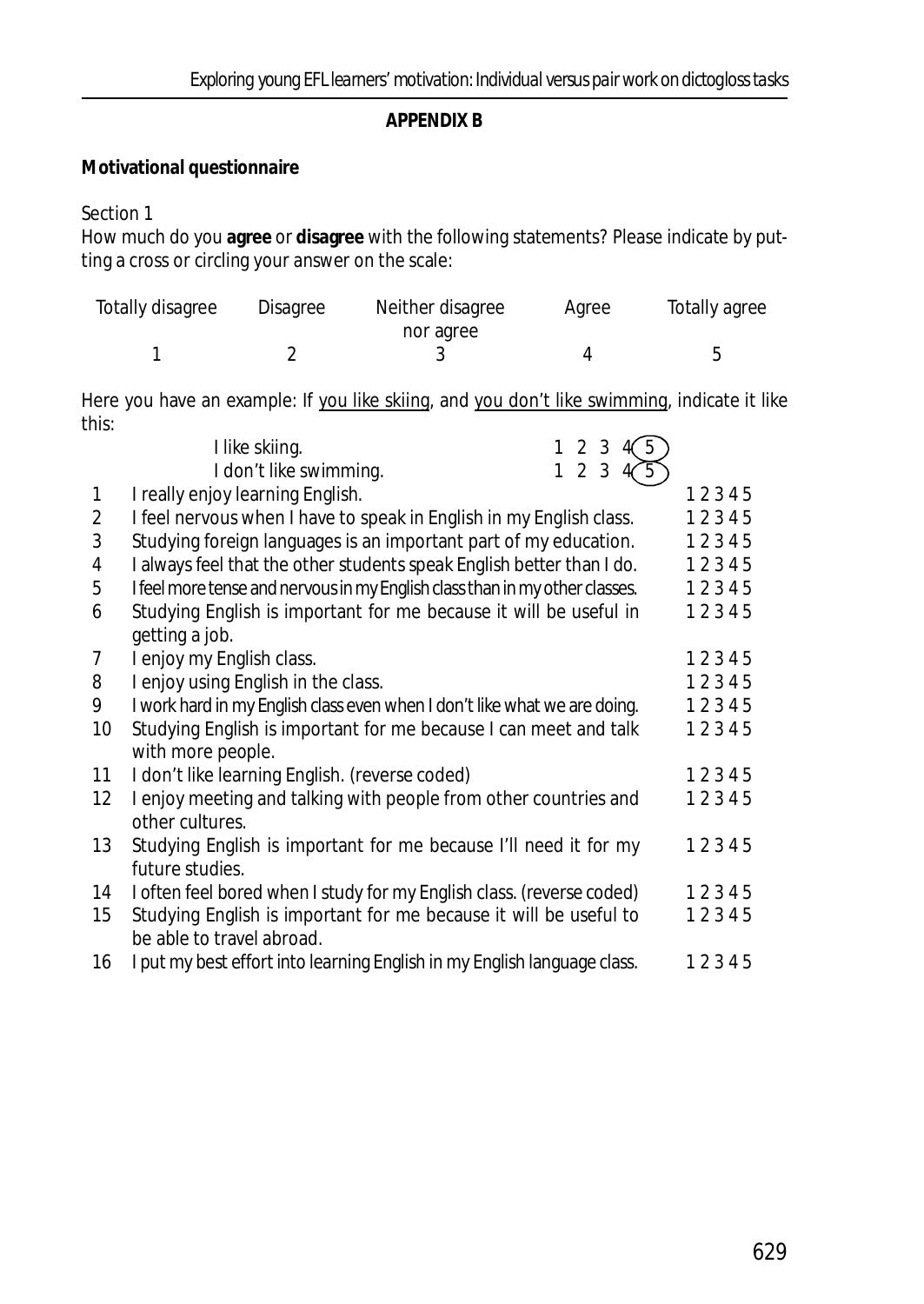## APPENDIX B

**Motivational questionnaire**

Section 1

How much do you **agree** or **disagree** with the following statements? Please indicate by putting a cross or circling your answer on the scale:

| Totally disagree | Disagree | Neither disagree nor agree | Agree | Totally agree |
|---|---|---|---|---|
| 1 | 2 | 3 | 4 | 5 |

Here you have an example: If you like skiing, and you don't like swimming, indicate it like this:

| | | |
|---|---|---|
| | I like skiing. | 1 2 3 4 (5) |
| | I don't like swimming. | 1 2 3 4 (5) |
| 1 | I really enjoy learning English. | 1 2 3 4 5 |
| 2 | I feel nervous when I have to speak in English in my English class. | 1 2 3 4 5 |
| 3 | Studying foreign languages is an important part of my education. | 1 2 3 4 5 |
| 4 | I always feel that the other students speak English better than I do. | 1 2 3 4 5 |
| 5 | I feel more tense and nervous in my English class than in my other classes. | 1 2 3 4 5 |
| 6 | Studying English is important for me because it will be useful in getting a job. | 1 2 3 4 5 |
| 7 | I enjoy my English class. | 1 2 3 4 5 |
| 8 | I enjoy using English in the class. | 1 2 3 4 5 |
| 9 | I work hard in my English class even when I don't like what we are doing. | 1 2 3 4 5 |
| 10 | Studying English is important for me because I can meet and talk with more people. | 1 2 3 4 5 |
| 11 | I don't like learning English. (reverse coded) | 1 2 3 4 5 |
| 12 | I enjoy meeting and talking with people from other countries and other cultures. | 1 2 3 4 5 |
| 13 | Studying English is important for me because I'll need it for my future studies. | 1 2 3 4 5 |
| 14 | I often feel bored when I study for my English class. (reverse coded) | 1 2 3 4 5 |
| 15 | Studying English is important for me because it will be useful to be able to travel abroad. | 1 2 3 4 5 |
| 16 | I put my best effort into learning English in my English language class. | 1 2 3 4 5 |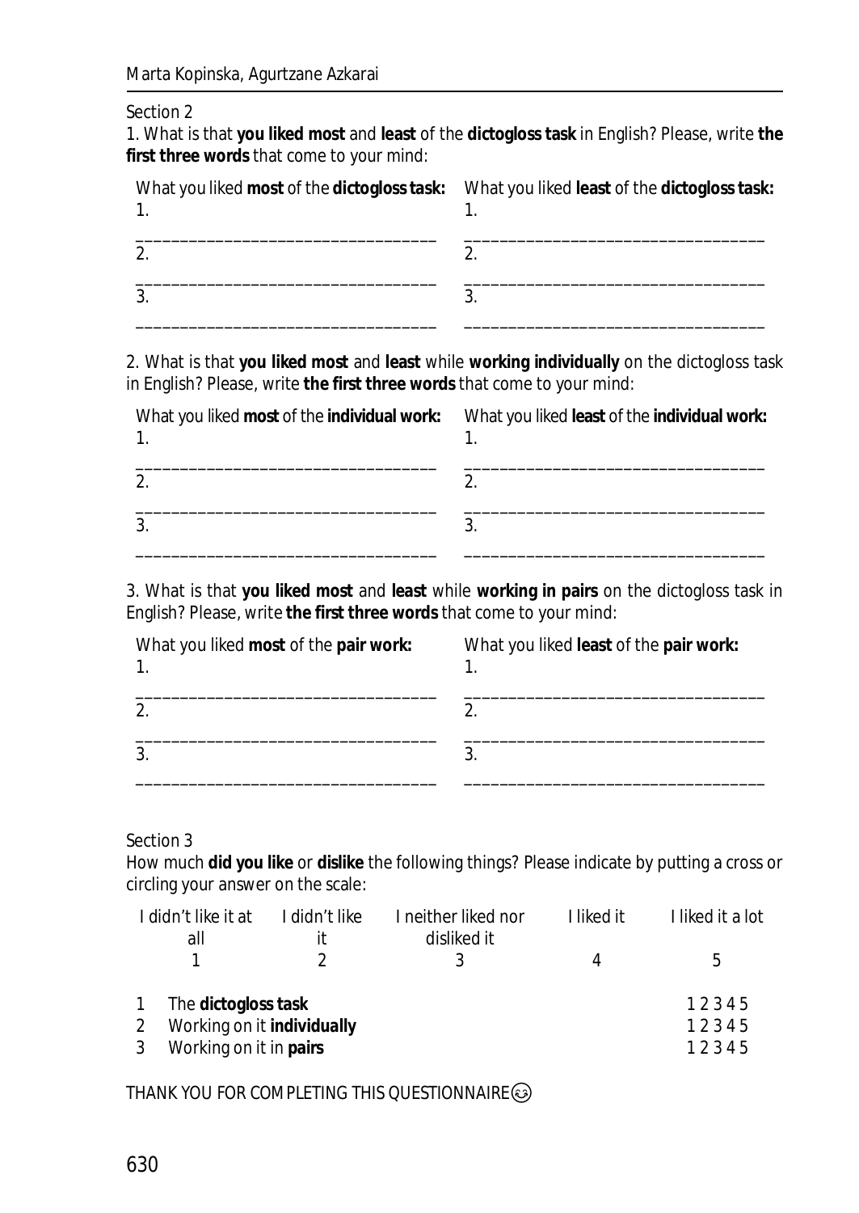Section 2

1. What is that **you liked most** and **least** of the **dictogloss task** in English? Please, write **the first three words** that come to your mind:

| What you liked **most** of the **dictogloss task:** | What you liked **least** of the **dictogloss task:** |
|---|---|
| 1. ______________________ | 1. ______________________ |
| 2. ______________________ | 2. ______________________ |
| 3. ______________________ | 3. ______________________ |

2. What is that **you liked most** and **least** while **working individually** on the dictogloss task in English? Please, write **the first three words** that come to your mind:

| What you liked **most** of the **individual work:** | What you liked **least** of the **individual work:** |
|---|---|
| 1. ______________________ | 1. ______________________ |
| 2. ______________________ | 2. ______________________ |
| 3. ______________________ | 3. ______________________ |

3. What is that **you liked most** and **least** while **working in pairs** on the dictogloss task in English? Please, write **the first three words** that come to your mind:

| What you liked **most** of the **pair work:** | What you liked **least** of the **pair work:** |
|---|---|
| 1. ______________________ | 1. ______________________ |
| 2. ______________________ | 2. ______________________ |
| 3. ______________________ | 3. ______________________ |

Section 3

How much **did you like** or **dislike** the following things? Please indicate by putting a cross or circling your answer on the scale:

| I didn't like it at all | I didn't like it | I neither liked nor disliked it | I liked it | I liked it a lot |
|---|---|---|---|---|
| 1 | 2 | 3 | 4 | 5 |

| | | |
|---|---|---|
| 1 | The **dictogloss task** | 1 2 3 4 5 |
| 2 | Working on it **individually** | 1 2 3 4 5 |
| 3 | Working on it in **pairs** | 1 2 3 4 5 |

THANK YOU FOR COMPLETING THIS QUESTIONNAIRE☺